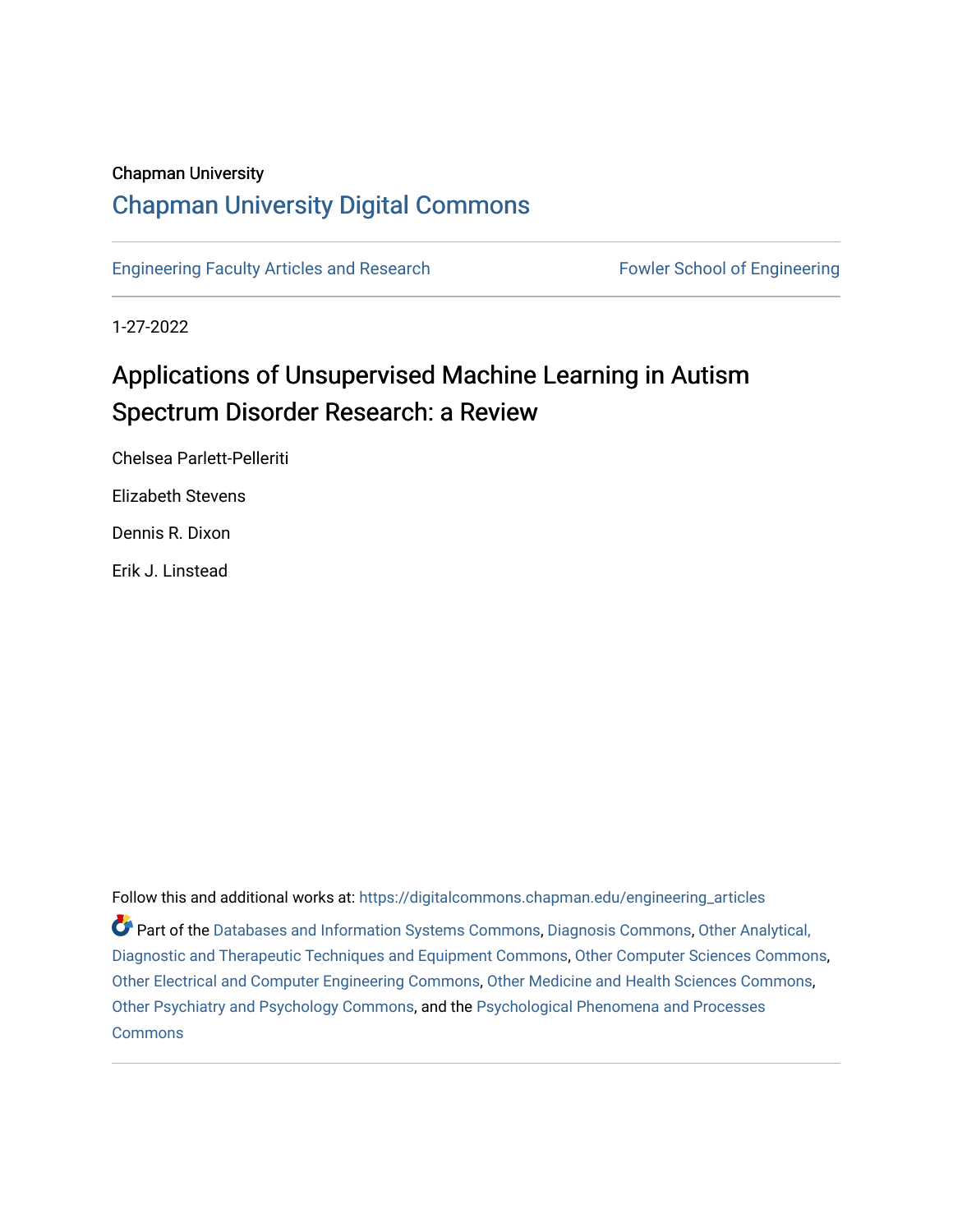Chapman University

## Chapman University Digital Commons

Engineering Faculty Articles and Research

Fowler School of Engineering

1-27-2022

# Applications of Unsupervised Machine Learning in Autism Spectrum Disorder Research: a Review

Chelsea Parlett-Pelleriti

Elizabeth Stevens

Dennis R. Dixon

Erik J. Linstead

Follow this and additional works at: https://digitalcommons.chapman.edu/engineering_articles

Part of the Databases and Information Systems Commons, Diagnosis Commons, Other Analytical, Diagnostic and Therapeutic Techniques and Equipment Commons, Other Computer Sciences Commons, Other Electrical and Computer Engineering Commons, Other Medicine and Health Sciences Commons, Other Psychiatry and Psychology Commons, and the Psychological Phenomena and Processes Commons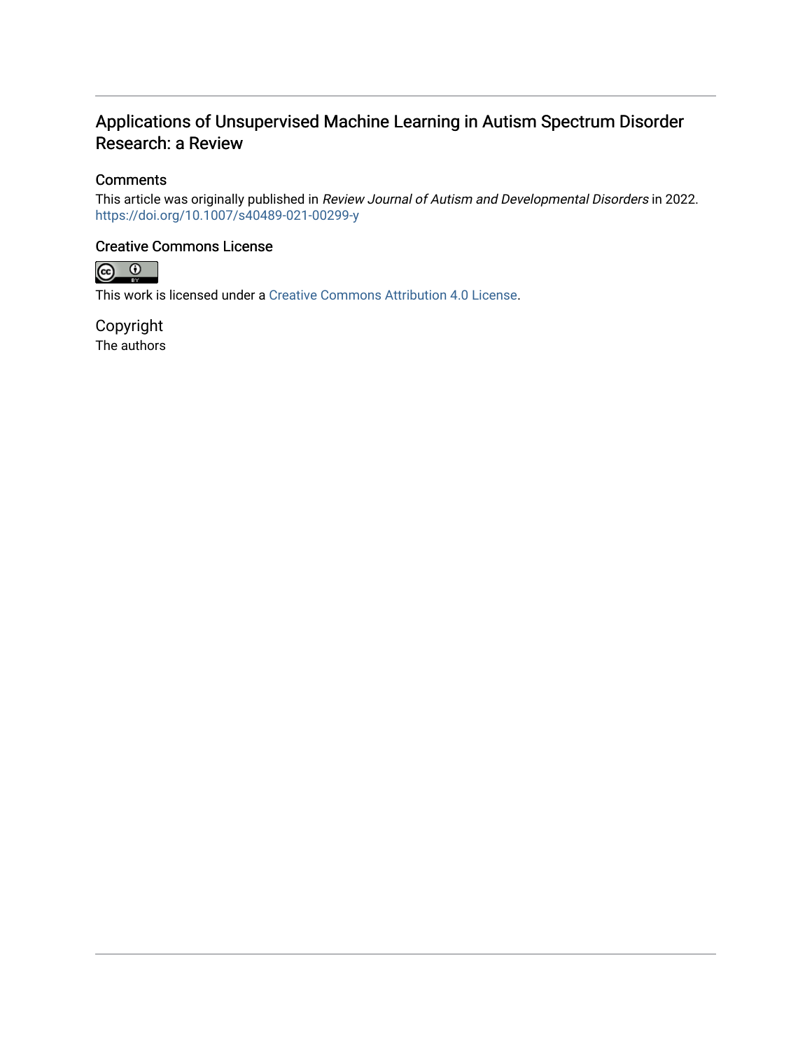# Applications of Unsupervised Machine Learning in Autism Spectrum Disorder Research: a Review

## Comments

This article was originally published in *Review Journal of Autism and Developmental Disorders* in 2022. https://doi.org/10.1007/s40489-021-00299-y

## Creative Commons License

This work is licensed under a Creative Commons Attribution 4.0 License.

## Copyright

The authors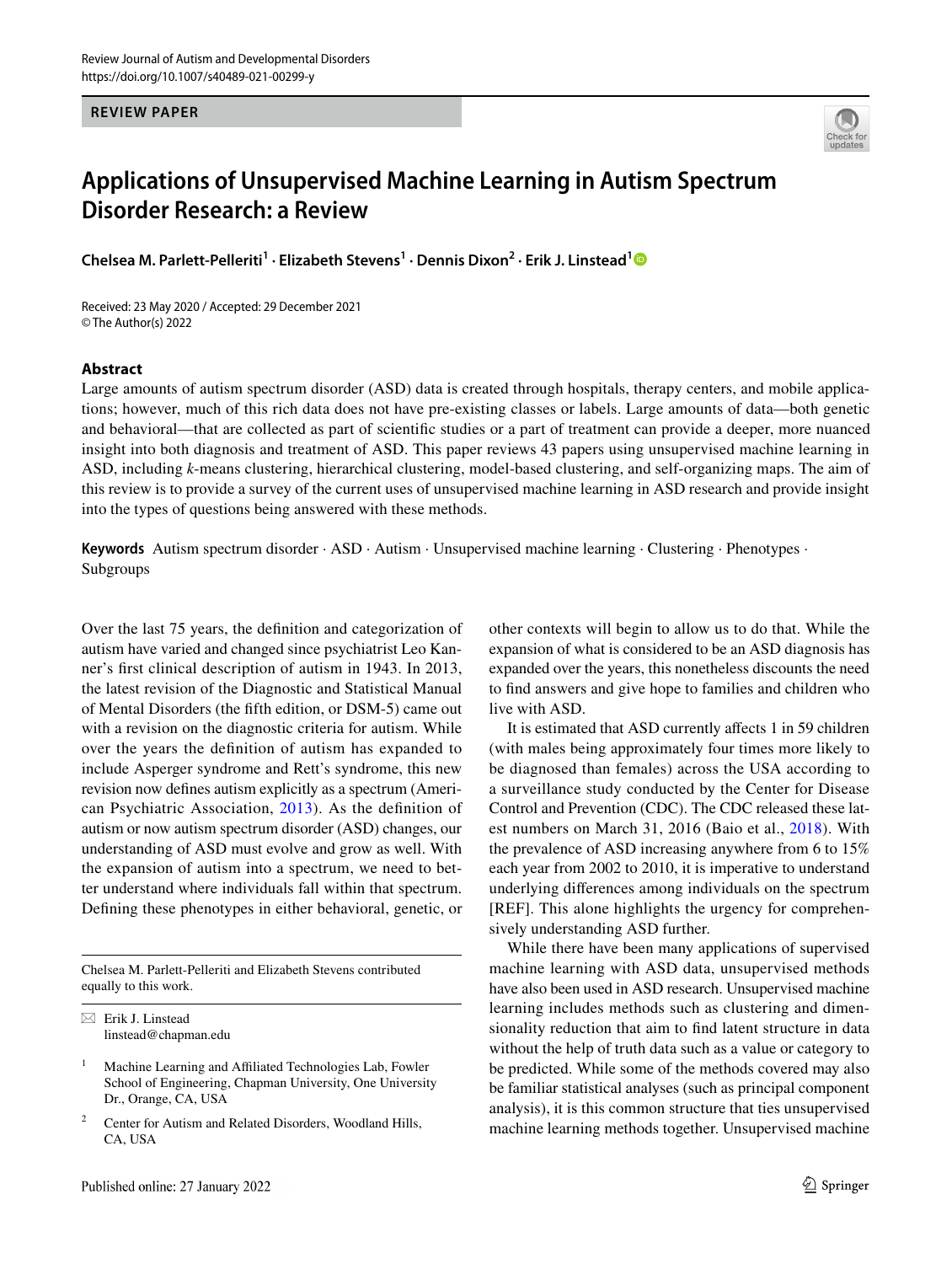REVIEW PAPER

# Applications of Unsupervised Machine Learning in Autism Spectrum Disorder Research: a Review

**Chelsea M. Parlett‑Pelleriti[1] · Elizabeth Stevens[1] · Dennis Dixon[2] · Erik J. Linstead[1]**

Received: 23 May 2020 / Accepted: 29 December 2021
© The Author(s) 2022

## Abstract

Large amounts of autism spectrum disorder (ASD) data is created through hospitals, therapy centers, and mobile applications; however, much of this rich data does not have pre-existing classes or labels. Large amounts of data—both genetic and behavioral—that are collected as part of scientific studies or a part of treatment can provide a deeper, more nuanced insight into both diagnosis and treatment of ASD. This paper reviews 43 papers using unsupervised machine learning in ASD, including *k*-means clustering, hierarchical clustering, model-based clustering, and self-organizing maps. The aim of this review is to provide a survey of the current uses of unsupervised machine learning in ASD research and provide insight into the types of questions being answered with these methods.

**Keywords** Autism spectrum disorder · ASD · Autism · Unsupervised machine learning · Clustering · Phenotypes · Subgroups

Over the last 75 years, the definition and categorization of autism have varied and changed since psychiatrist Leo Kanner's first clinical description of autism in 1943. In 2013, the latest revision of the Diagnostic and Statistical Manual of Mental Disorders (the fifth edition, or DSM-5) came out with a revision on the diagnostic criteria for autism. While over the years the definition of autism has expanded to include Asperger syndrome and Rett's syndrome, this new revision now defines autism explicitly as a spectrum (American Psychiatric Association, 2013). As the definition of autism or now autism spectrum disorder (ASD) changes, our understanding of ASD must evolve and grow as well. With the expansion of autism into a spectrum, we need to better understand where individuals fall within that spectrum. Defining these phenotypes in either behavioral, genetic, or other contexts will begin to allow us to do that. While the expansion of what is considered to be an ASD diagnosis has expanded over the years, this nonetheless discounts the need to find answers and give hope to families and children who live with ASD.

It is estimated that ASD currently affects 1 in 59 children (with males being approximately four times more likely to be diagnosed than females) across the USA according to a surveillance study conducted by the Center for Disease Control and Prevention (CDC). The CDC released these latest numbers on March 31, 2016 (Baio et al., 2018). With the prevalence of ASD increasing anywhere from 6 to 15% each year from 2002 to 2010, it is imperative to understand underlying differences among individuals on the spectrum [REF]. This alone highlights the urgency for comprehensively understanding ASD further.

While there have been many applications of supervised machine learning with ASD data, unsupervised methods have also been used in ASD research. Unsupervised machine learning includes methods such as clustering and dimensionality reduction that aim to find latent structure in data without the help of truth data such as a value or category to be predicted. While some of the methods covered may also be familiar statistical analyses (such as principal component analysis), it is this common structure that ties unsupervised machine learning methods together. Unsupervised machine

Chelsea M. Parlett-Pelleriti and Elizabeth Stevens contributed equally to this work.

✉ Erik J. Linstead
linstead@chapman.edu

[1] Machine Learning and Affiliated Technologies Lab, Fowler School of Engineering, Chapman University, One University Dr., Orange, CA, USA

[2] Center for Autism and Related Disorders, Woodland Hills, CA, USA

Published online: 27 January 2022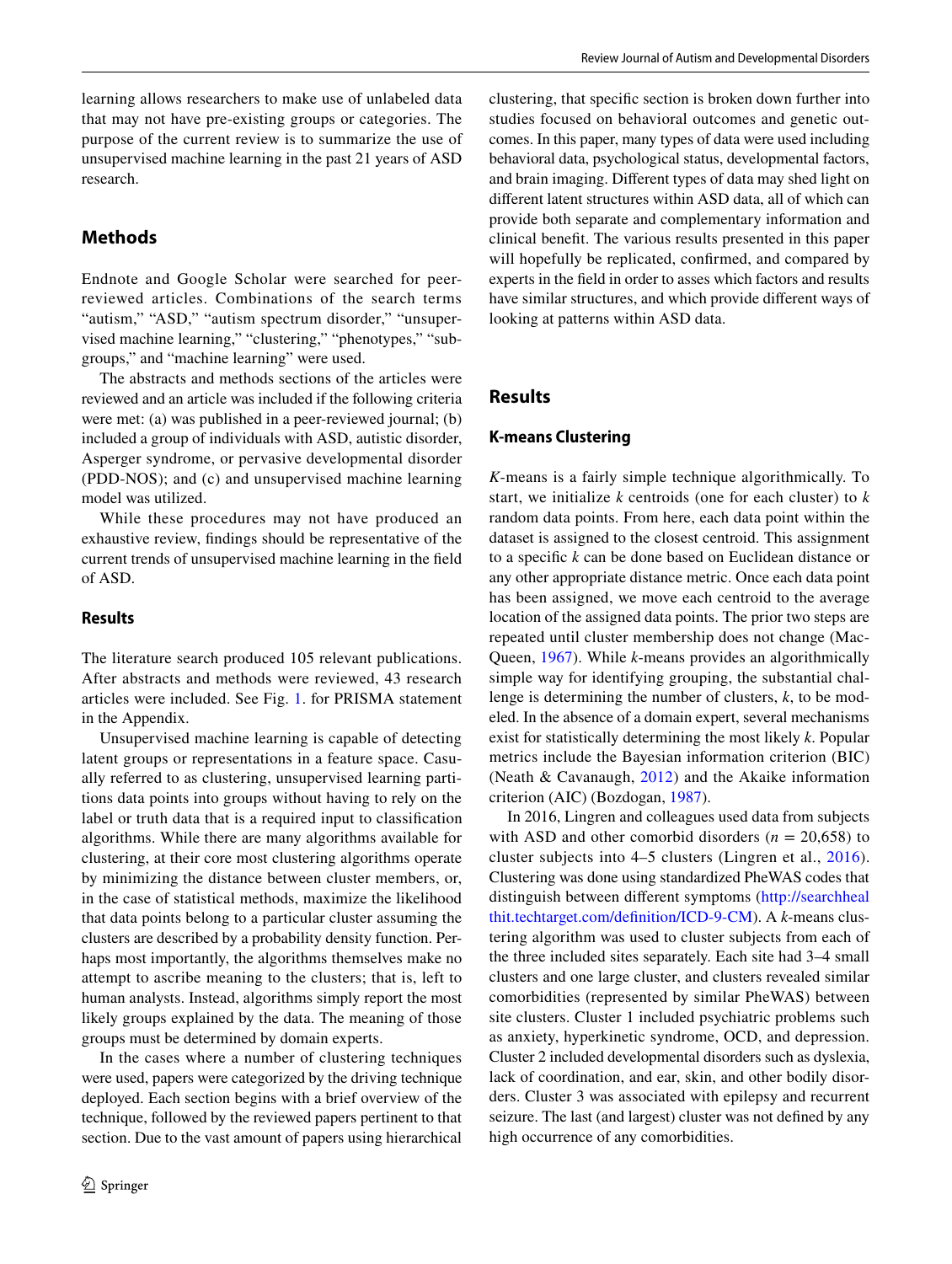learning allows researchers to make use of unlabeled data that may not have pre-existing groups or categories. The purpose of the current review is to summarize the use of unsupervised machine learning in the past 21 years of ASD research.

## Methods

Endnote and Google Scholar were searched for peer-reviewed articles. Combinations of the search terms "autism," "ASD," "autism spectrum disorder," "unsupervised machine learning," "clustering," "phenotypes," "subgroups," and "machine learning" were used.

The abstracts and methods sections of the articles were reviewed and an article was included if the following criteria were met: (a) was published in a peer-reviewed journal; (b) included a group of individuals with ASD, autistic disorder, Asperger syndrome, or pervasive developmental disorder (PDD-NOS); and (c) and unsupervised machine learning model was utilized.

While these procedures may not have produced an exhaustive review, findings should be representative of the current trends of unsupervised machine learning in the field of ASD.

### Results

The literature search produced 105 relevant publications. After abstracts and methods were reviewed, 43 research articles were included. See Fig. 1. for PRISMA statement in the Appendix.

Unsupervised machine learning is capable of detecting latent groups or representations in a feature space. Casually referred to as clustering, unsupervised learning partitions data points into groups without having to rely on the label or truth data that is a required input to classification algorithms. While there are many algorithms available for clustering, at their core most clustering algorithms operate by minimizing the distance between cluster members, or, in the case of statistical methods, maximize the likelihood that data points belong to a particular cluster assuming the clusters are described by a probability density function. Perhaps most importantly, the algorithms themselves make no attempt to ascribe meaning to the clusters; that is, left to human analysts. Instead, algorithms simply report the most likely groups explained by the data. The meaning of those groups must be determined by domain experts.

In the cases where a number of clustering techniques were used, papers were categorized by the driving technique deployed. Each section begins with a brief overview of the technique, followed by the reviewed papers pertinent to that section. Due to the vast amount of papers using hierarchical clustering, that specific section is broken down further into studies focused on behavioral outcomes and genetic outcomes. In this paper, many types of data were used including behavioral data, psychological status, developmental factors, and brain imaging. Different types of data may shed light on different latent structures within ASD data, all of which can provide both separate and complementary information and clinical benefit. The various results presented in this paper will hopefully be replicated, confirmed, and compared by experts in the field in order to asses which factors and results have similar structures, and which provide different ways of looking at patterns within ASD data.

## Results

### K-means Clustering

*K*-means is a fairly simple technique algorithmically. To start, we initialize *k* centroids (one for each cluster) to *k* random data points. From here, each data point within the dataset is assigned to the closest centroid. This assignment to a specific *k* can be done based on Euclidean distance or any other appropriate distance metric. Once each data point has been assigned, we move each centroid to the average location of the assigned data points. The prior two steps are repeated until cluster membership does not change (MacQueen, 1967). While *k*-means provides an algorithmically simple way for identifying grouping, the substantial challenge is determining the number of clusters, *k*, to be modeled. In the absence of a domain expert, several mechanisms exist for statistically determining the most likely *k*. Popular metrics include the Bayesian information criterion (BIC) (Neath & Cavanaugh, 2012) and the Akaike information criterion (AIC) (Bozdogan, 1987).

In 2016, Lingren and colleagues used data from subjects with ASD and other comorbid disorders ($n$ = 20,658) to cluster subjects into 4–5 clusters (Lingren et al., 2016). Clustering was done using standardized PheWAS codes that distinguish between different symptoms (http://searchhealthit.techtarget.com/definition/ICD-9-CM). A *k*-means clustering algorithm was used to cluster subjects from each of the three included sites separately. Each site had 3–4 small clusters and one large cluster, and clusters revealed similar comorbidities (represented by similar PheWAS) between site clusters. Cluster 1 included psychiatric problems such as anxiety, hyperkinetic syndrome, OCD, and depression. Cluster 2 included developmental disorders such as dyslexia, lack of coordination, and ear, skin, and other bodily disorders. Cluster 3 was associated with epilepsy and recurrent seizure. The last (and largest) cluster was not defined by any high occurrence of any comorbidities.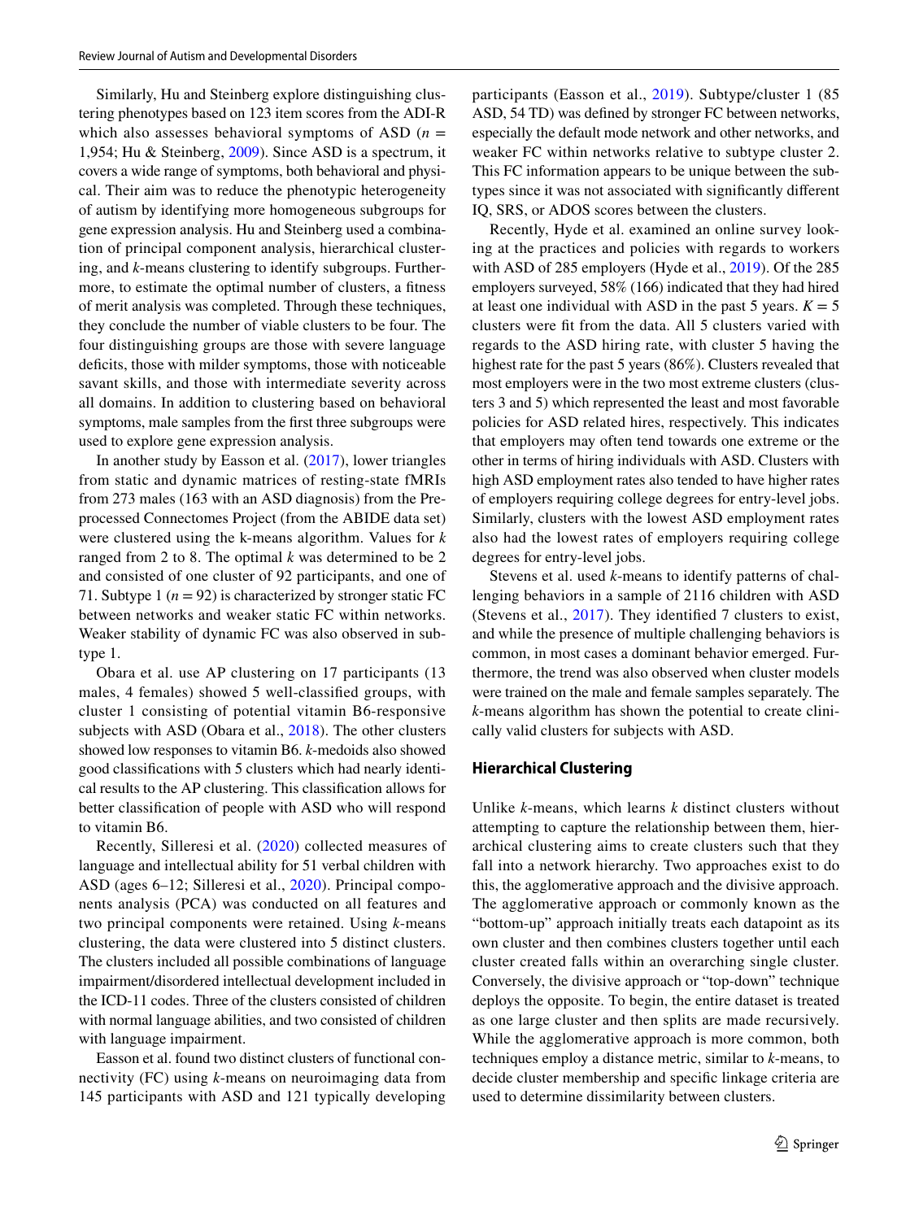Similarly, Hu and Steinberg explore distinguishing clustering phenotypes based on 123 item scores from the ADI-R which also assesses behavioral symptoms of ASD ($n$ = 1,954; Hu & Steinberg, 2009). Since ASD is a spectrum, it covers a wide range of symptoms, both behavioral and physical. Their aim was to reduce the phenotypic heterogeneity of autism by identifying more homogeneous subgroups for gene expression analysis. Hu and Steinberg used a combination of principal component analysis, hierarchical clustering, and *k*-means clustering to identify subgroups. Furthermore, to estimate the optimal number of clusters, a fitness of merit analysis was completed. Through these techniques, they conclude the number of viable clusters to be four. The four distinguishing groups are those with severe language deficits, those with milder symptoms, those with noticeable savant skills, and those with intermediate severity across all domains. In addition to clustering based on behavioral symptoms, male samples from the first three subgroups were used to explore gene expression analysis.

In another study by Easson et al. (2017), lower triangles from static and dynamic matrices of resting-state fMRIs from 273 males (163 with an ASD diagnosis) from the Preprocessed Connectomes Project (from the ABIDE data set) were clustered using the k-means algorithm. Values for $k$ ranged from 2 to 8. The optimal $k$ was determined to be 2 and consisted of one cluster of 92 participants, and one of 71. Subtype 1 ($n = 92$) is characterized by stronger static FC between networks and weaker static FC within networks. Weaker stability of dynamic FC was also observed in subtype 1.

Obara et al. use AP clustering on 17 participants (13 males, 4 females) showed 5 well-classified groups, with cluster 1 consisting of potential vitamin B6-responsive subjects with ASD (Obara et al., 2018). The other clusters showed low responses to vitamin B6. *k*-medoids also showed good classifications with 5 clusters which had nearly identical results to the AP clustering. This classification allows for better classification of people with ASD who will respond to vitamin B6.

Recently, Silleresi et al. (2020) collected measures of language and intellectual ability for 51 verbal children with ASD (ages 6–12; Silleresi et al., 2020). Principal components analysis (PCA) was conducted on all features and two principal components were retained. Using *k*-means clustering, the data were clustered into 5 distinct clusters. The clusters included all possible combinations of language impairment/disordered intellectual development included in the ICD-11 codes. Three of the clusters consisted of children with normal language abilities, and two consisted of children with language impairment.

Easson et al. found two distinct clusters of functional connectivity (FC) using *k*-means on neuroimaging data from 145 participants with ASD and 121 typically developing participants (Easson et al., 2019). Subtype/cluster 1 (85 ASD, 54 TD) was defined by stronger FC between networks, especially the default mode network and other networks, and weaker FC within networks relative to subtype cluster 2. This FC information appears to be unique between the subtypes since it was not associated with significantly different IQ, SRS, or ADOS scores between the clusters.

Recently, Hyde et al. examined an online survey looking at the practices and policies with regards to workers with ASD of 285 employers (Hyde et al., 2019). Of the 285 employers surveyed, 58% (166) indicated that they had hired at least one individual with ASD in the past 5 years. $K = 5$ clusters were fit from the data. All 5 clusters varied with regards to the ASD hiring rate, with cluster 5 having the highest rate for the past 5 years (86%). Clusters revealed that most employers were in the two most extreme clusters (clusters 3 and 5) which represented the least and most favorable policies for ASD related hires, respectively. This indicates that employers may often tend towards one extreme or the other in terms of hiring individuals with ASD. Clusters with high ASD employment rates also tended to have higher rates of employers requiring college degrees for entry-level jobs. Similarly, clusters with the lowest ASD employment rates also had the lowest rates of employers requiring college degrees for entry-level jobs.

Stevens et al. used *k*-means to identify patterns of challenging behaviors in a sample of 2116 children with ASD (Stevens et al., 2017). They identified 7 clusters to exist, and while the presence of multiple challenging behaviors is common, in most cases a dominant behavior emerged. Furthermore, the trend was also observed when cluster models were trained on the male and female samples separately. The *k*-means algorithm has shown the potential to create clinically valid clusters for subjects with ASD.

### Hierarchical Clustering

Unlike *k*-means, which learns $k$ distinct clusters without attempting to capture the relationship between them, hierarchical clustering aims to create clusters such that they fall into a network hierarchy. Two approaches exist to do this, the agglomerative approach and the divisive approach. The agglomerative approach or commonly known as the "bottom-up" approach initially treats each datapoint as its own cluster and then combines clusters together until each cluster created falls within an overarching single cluster. Conversely, the divisive approach or "top-down" technique deploys the opposite. To begin, the entire dataset is treated as one large cluster and then splits are made recursively. While the agglomerative approach is more common, both techniques employ a distance metric, similar to *k*-means, to decide cluster membership and specific linkage criteria are used to determine dissimilarity between clusters.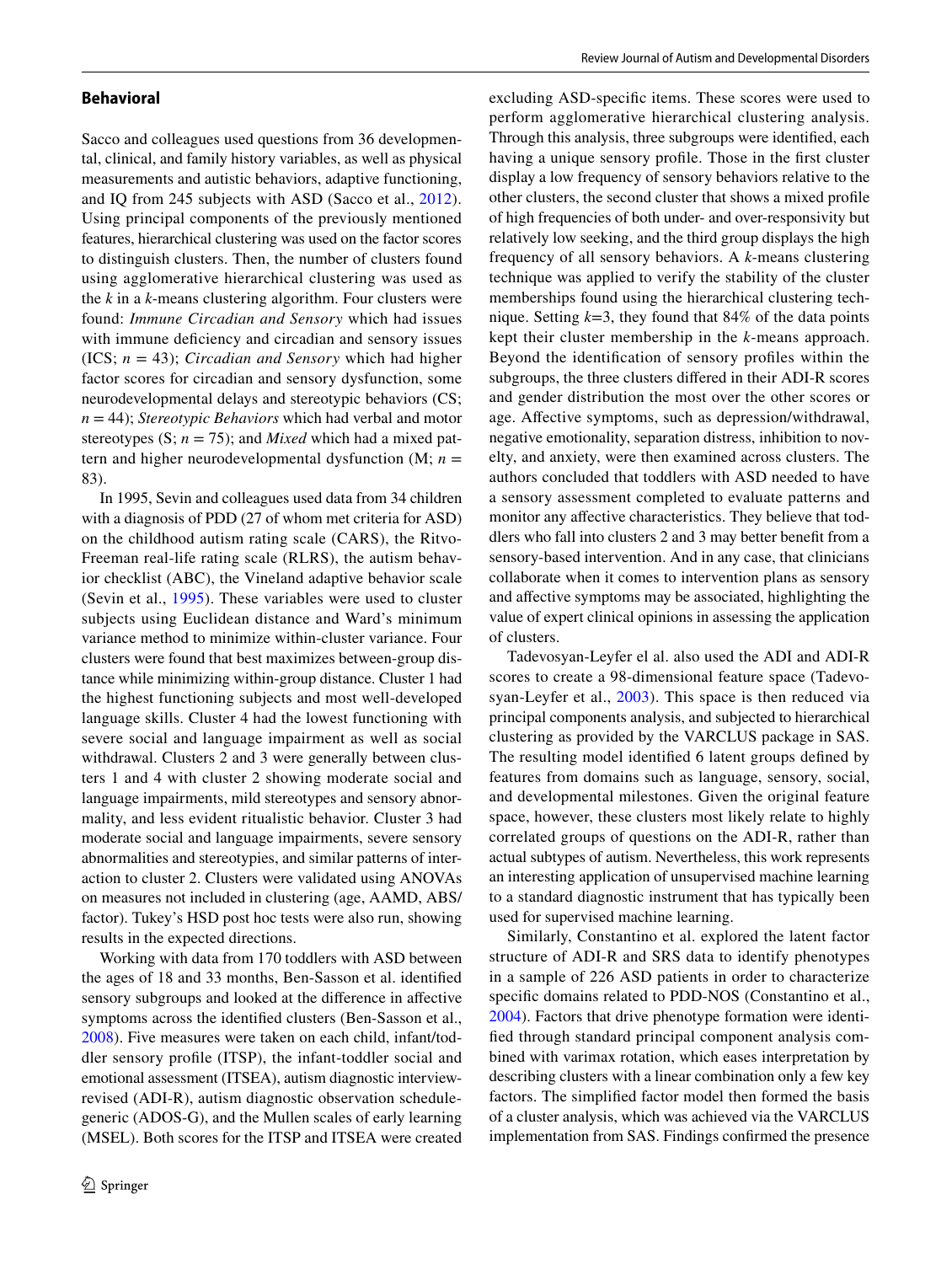## Behavioral

Sacco and colleagues used questions from 36 developmental, clinical, and family history variables, as well as physical measurements and autistic behaviors, adaptive functioning, and IQ from 245 subjects with ASD (Sacco et al., 2012). Using principal components of the previously mentioned features, hierarchical clustering was used on the factor scores to distinguish clusters. Then, the number of clusters found using agglomerative hierarchical clustering was used as the $k$ in a $k$-means clustering algorithm. Four clusters were found: *Immune Circadian and Sensory* which had issues with immune deficiency and circadian and sensory issues (ICS; $n$ = 43); *Circadian and Sensory* which had higher factor scores for circadian and sensory dysfunction, some neurodevelopmental delays and stereotypic behaviors (CS; $n$ = 44); *Stereotypic Behaviors* which had verbal and motor stereotypes (S; $n$ = 75); and *Mixed* which had a mixed pattern and higher neurodevelopmental dysfunction (M; $n$ = 83).

In 1995, Sevin and colleagues used data from 34 children with a diagnosis of PDD (27 of whom met criteria for ASD) on the childhood autism rating scale (CARS), the Ritvo-Freeman real-life rating scale (RLRS), the autism behavior checklist (ABC), the Vineland adaptive behavior scale (Sevin et al., 1995). These variables were used to cluster subjects using Euclidean distance and Ward's minimum variance method to minimize within-cluster variance. Four clusters were found that best maximizes between-group distance while minimizing within-group distance. Cluster 1 had the highest functioning subjects and most well-developed language skills. Cluster 4 had the lowest functioning with severe social and language impairment as well as social withdrawal. Clusters 2 and 3 were generally between clusters 1 and 4 with cluster 2 showing moderate social and language impairments, mild stereotypes and sensory abnormality, and less evident ritualistic behavior. Cluster 3 had moderate social and language impairments, severe sensory abnormalities and stereotypies, and similar patterns of interaction to cluster 2. Clusters were validated using ANOVAs on measures not included in clustering (age, AAMD, ABS/factor). Tukey's HSD post hoc tests were also run, showing results in the expected directions.

Working with data from 170 toddlers with ASD between the ages of 18 and 33 months, Ben-Sasson et al. identified sensory subgroups and looked at the difference in affective symptoms across the identified clusters (Ben-Sasson et al., 2008). Five measures were taken on each child, infant/toddler sensory profile (ITSP), the infant-toddler social and emotional assessment (ITSEA), autism diagnostic interview-revised (ADI-R), autism diagnostic observation schedule-generic (ADOS-G), and the Mullen scales of early learning (MSEL). Both scores for the ITSP and ITSEA were created excluding ASD-specific items. These scores were used to perform agglomerative hierarchical clustering analysis. Through this analysis, three subgroups were identified, each having a unique sensory profile. Those in the first cluster display a low frequency of sensory behaviors relative to the other clusters, the second cluster that shows a mixed profile of high frequencies of both under- and over-responsivity but relatively low seeking, and the third group displays the high frequency of all sensory behaviors. A $k$-means clustering technique was applied to verify the stability of the cluster memberships found using the hierarchical clustering technique. Setting $k$=3, they found that 84% of the data points kept their cluster membership in the $k$-means approach. Beyond the identification of sensory profiles within the subgroups, the three clusters differed in their ADI-R scores and gender distribution the most over the other scores or age. Affective symptoms, such as depression/withdrawal, negative emotionality, separation distress, inhibition to novelty, and anxiety, were then examined across clusters. The authors concluded that toddlers with ASD needed to have a sensory assessment completed to evaluate patterns and monitor any affective characteristics. They believe that toddlers who fall into clusters 2 and 3 may better benefit from a sensory-based intervention. And in any case, that clinicians collaborate when it comes to intervention plans as sensory and affective symptoms may be associated, highlighting the value of expert clinical opinions in assessing the application of clusters.

Tadevosyan-Leyfer el al. also used the ADI and ADI-R scores to create a 98-dimensional feature space (Tadevosyan-Leyfer et al., 2003). This space is then reduced via principal components analysis, and subjected to hierarchical clustering as provided by the VARCLUS package in SAS. The resulting model identified 6 latent groups defined by features from domains such as language, sensory, social, and developmental milestones. Given the original feature space, however, these clusters most likely relate to highly correlated groups of questions on the ADI-R, rather than actual subtypes of autism. Nevertheless, this work represents an interesting application of unsupervised machine learning to a standard diagnostic instrument that has typically been used for supervised machine learning.

Similarly, Constantino et al. explored the latent factor structure of ADI-R and SRS data to identify phenotypes in a sample of 226 ASD patients in order to characterize specific domains related to PDD-NOS (Constantino et al., 2004). Factors that drive phenotype formation were identified through standard principal component analysis combined with varimax rotation, which eases interpretation by describing clusters with a linear combination only a few key factors. The simplified factor model then formed the basis of a cluster analysis, which was achieved via the VARCLUS implementation from SAS. Findings confirmed the presence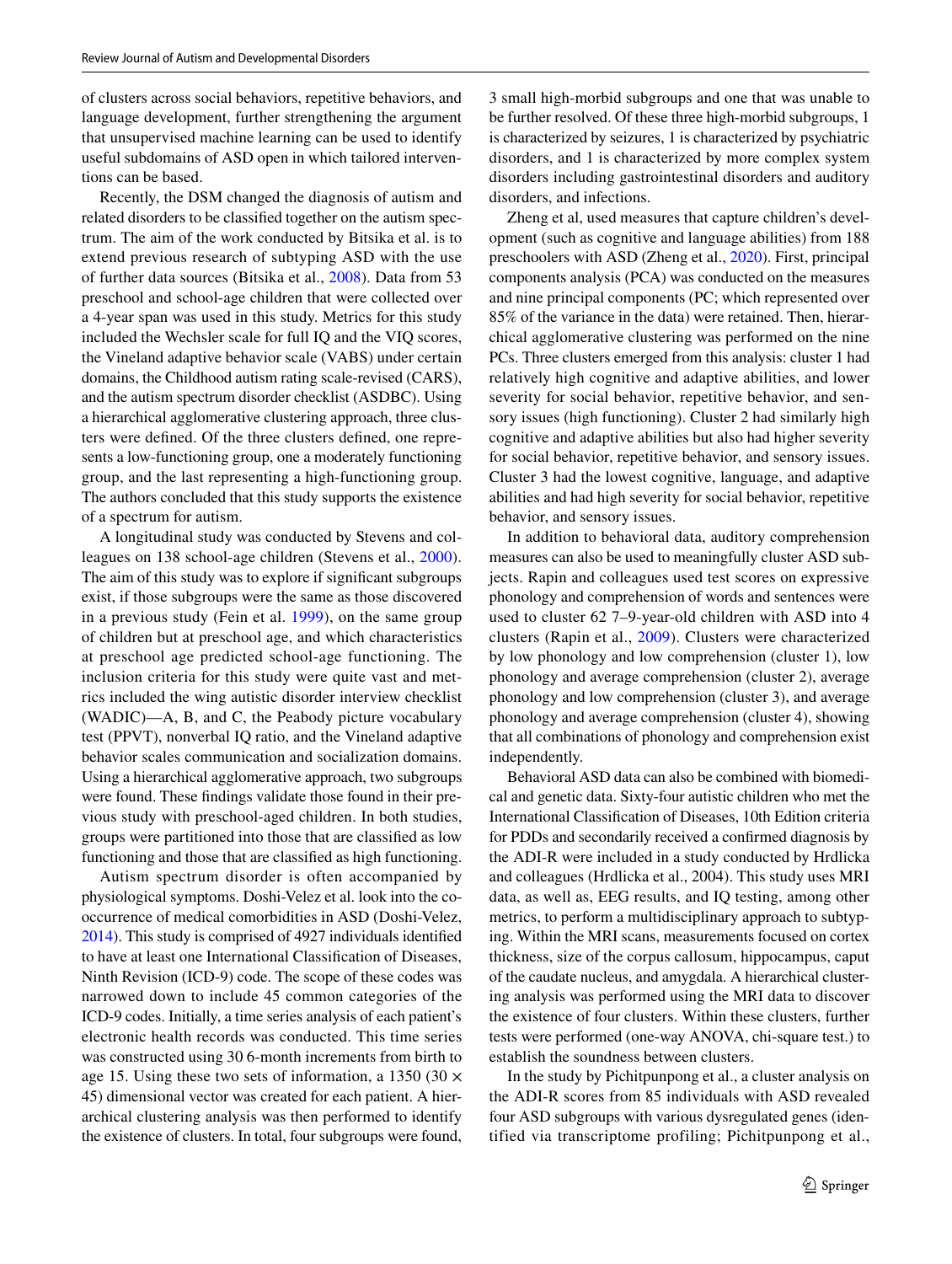of clusters across social behaviors, repetitive behaviors, and language development, further strengthening the argument that unsupervised machine learning can be used to identify useful subdomains of ASD open in which tailored interventions can be based.

Recently, the DSM changed the diagnosis of autism and related disorders to be classified together on the autism spectrum. The aim of the work conducted by Bitsika et al. is to extend previous research of subtyping ASD with the use of further data sources (Bitsika et al., 2008). Data from 53 preschool and school-age children that were collected over a 4-year span was used in this study. Metrics for this study included the Wechsler scale for full IQ and the VIQ scores, the Vineland adaptive behavior scale (VABS) under certain domains, the Childhood autism rating scale-revised (CARS), and the autism spectrum disorder checklist (ASDBC). Using a hierarchical agglomerative clustering approach, three clusters were defined. Of the three clusters defined, one represents a low-functioning group, one a moderately functioning group, and the last representing a high-functioning group. The authors concluded that this study supports the existence of a spectrum for autism.

A longitudinal study was conducted by Stevens and colleagues on 138 school-age children (Stevens et al., 2000). The aim of this study was to explore if significant subgroups exist, if those subgroups were the same as those discovered in a previous study (Fein et al. 1999), on the same group of children but at preschool age, and which characteristics at preschool age predicted school-age functioning. The inclusion criteria for this study were quite vast and metrics included the wing autistic disorder interview checklist (WADIC)—A, B, and C, the Peabody picture vocabulary test (PPVT), nonverbal IQ ratio, and the Vineland adaptive behavior scales communication and socialization domains. Using a hierarchical agglomerative approach, two subgroups were found. These findings validate those found in their previous study with preschool-aged children. In both studies, groups were partitioned into those that are classified as low functioning and those that are classified as high functioning.

Autism spectrum disorder is often accompanied by physiological symptoms. Doshi-Velez et al. look into the co-occurrence of medical comorbidities in ASD (Doshi-Velez, 2014). This study is comprised of 4927 individuals identified to have at least one International Classification of Diseases, Ninth Revision (ICD-9) code. The scope of these codes was narrowed down to include 45 common categories of the ICD-9 codes. Initially, a time series analysis of each patient's electronic health records was conducted. This time series was constructed using 30 6-month increments from birth to age 15. Using these two sets of information, a 1350 ($30 \times 45$) dimensional vector was created for each patient. A hierarchical clustering analysis was then performed to identify the existence of clusters. In total, four subgroups were found, 3 small high-morbid subgroups and one that was unable to be further resolved. Of these three high-morbid subgroups, 1 is characterized by seizures, 1 is characterized by psychiatric disorders, and 1 is characterized by more complex system disorders including gastrointestinal disorders and auditory disorders, and infections.

Zheng et al, used measures that capture children's development (such as cognitive and language abilities) from 188 preschoolers with ASD (Zheng et al., 2020). First, principal components analysis (PCA) was conducted on the measures and nine principal components (PC; which represented over 85% of the variance in the data) were retained. Then, hierarchical agglomerative clustering was performed on the nine PCs. Three clusters emerged from this analysis: cluster 1 had relatively high cognitive and adaptive abilities, and lower severity for social behavior, repetitive behavior, and sensory issues (high functioning). Cluster 2 had similarly high cognitive and adaptive abilities but also had higher severity for social behavior, repetitive behavior, and sensory issues. Cluster 3 had the lowest cognitive, language, and adaptive abilities and had high severity for social behavior, repetitive behavior, and sensory issues.

In addition to behavioral data, auditory comprehension measures can also be used to meaningfully cluster ASD subjects. Rapin and colleagues used test scores on expressive phonology and comprehension of words and sentences were used to cluster 62 7–9-year-old children with ASD into 4 clusters (Rapin et al., 2009). Clusters were characterized by low phonology and low comprehension (cluster 1), low phonology and average comprehension (cluster 2), average phonology and low comprehension (cluster 3), and average phonology and average comprehension (cluster 4), showing that all combinations of phonology and comprehension exist independently.

Behavioral ASD data can also be combined with biomedical and genetic data. Sixty-four autistic children who met the International Classification of Diseases, 10th Edition criteria for PDDs and secondarily received a confirmed diagnosis by the ADI-R were included in a study conducted by Hrdlicka and colleagues (Hrdlicka et al., 2004). This study uses MRI data, as well as, EEG results, and IQ testing, among other metrics, to perform a multidisciplinary approach to subtyping. Within the MRI scans, measurements focused on cortex thickness, size of the corpus callosum, hippocampus, caput of the caudate nucleus, and amygdala. A hierarchical clustering analysis was performed using the MRI data to discover the existence of four clusters. Within these clusters, further tests were performed (one-way ANOVA, chi-square test.) to establish the soundness between clusters.

In the study by Pichitpunpong et al., a cluster analysis on the ADI-R scores from 85 individuals with ASD revealed four ASD subgroups with various dysregulated genes (identified via transcriptome profiling; Pichitpunpong et al.,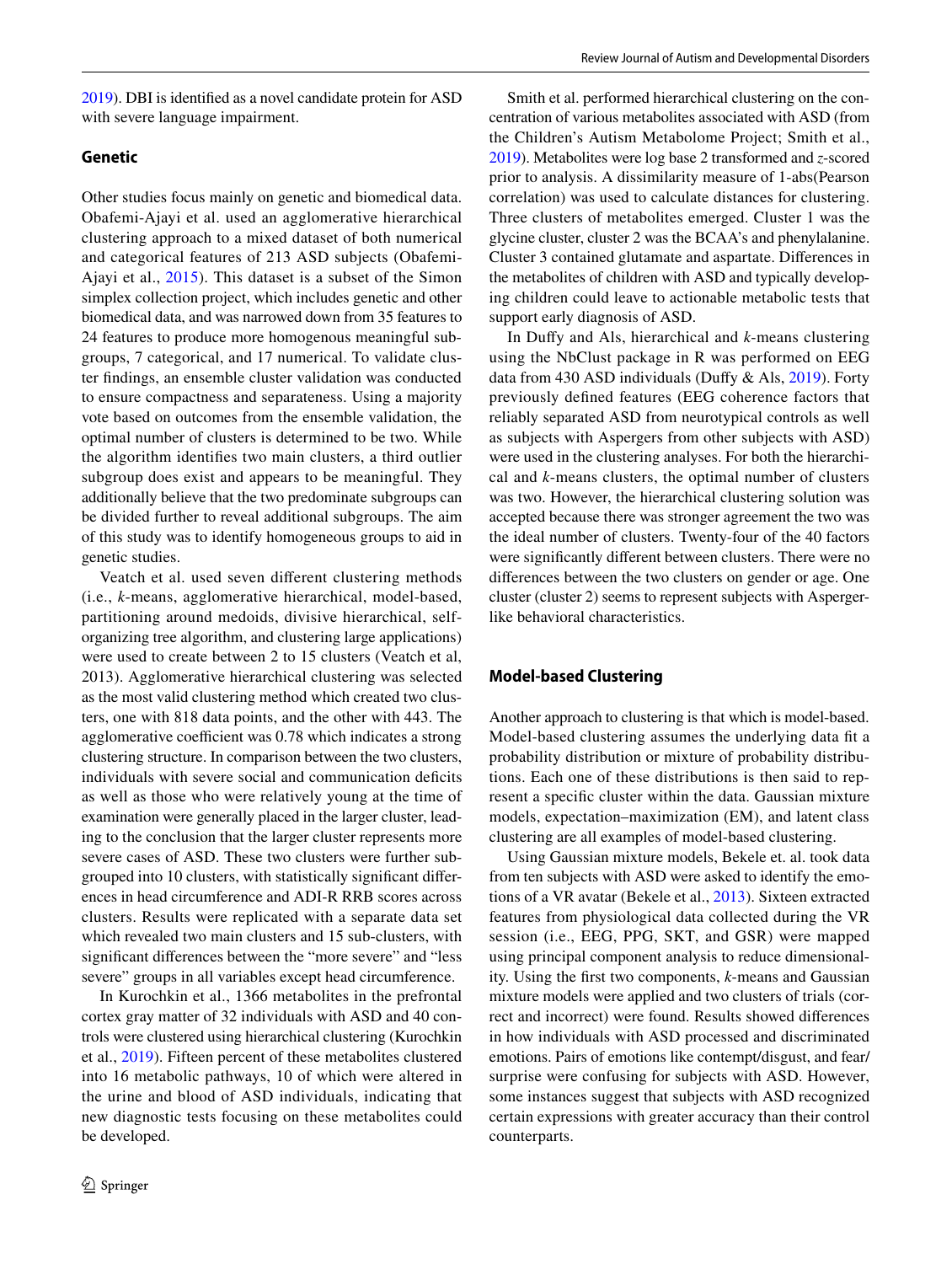2019). DBI is identified as a novel candidate protein for ASD with severe language impairment.

### Genetic

Other studies focus mainly on genetic and biomedical data. Obafemi-Ajayi et al. used an agglomerative hierarchical clustering approach to a mixed dataset of both numerical and categorical features of 213 ASD subjects (Obafemi-Ajayi et al., 2015). This dataset is a subset of the Simon simplex collection project, which includes genetic and other biomedical data, and was narrowed down from 35 features to 24 features to produce more homogenous meaningful subgroups, 7 categorical, and 17 numerical. To validate cluster findings, an ensemble cluster validation was conducted to ensure compactness and separateness. Using a majority vote based on outcomes from the ensemble validation, the optimal number of clusters is determined to be two. While the algorithm identifies two main clusters, a third outlier subgroup does exist and appears to be meaningful. They additionally believe that the two predominate subgroups can be divided further to reveal additional subgroups. The aim of this study was to identify homogeneous groups to aid in genetic studies.

Veatch et al. used seven different clustering methods (i.e., *k*-means, agglomerative hierarchical, model-based, partitioning around medoids, divisive hierarchical, self-organizing tree algorithm, and clustering large applications) were used to create between 2 to 15 clusters (Veatch et al, 2013). Agglomerative hierarchical clustering was selected as the most valid clustering method which created two clusters, one with 818 data points, and the other with 443. The agglomerative coefficient was 0.78 which indicates a strong clustering structure. In comparison between the two clusters, individuals with severe social and communication deficits as well as those who were relatively young at the time of examination were generally placed in the larger cluster, leading to the conclusion that the larger cluster represents more severe cases of ASD. These two clusters were further subgrouped into 10 clusters, with statistically significant differences in head circumference and ADI-R RRB scores across clusters. Results were replicated with a separate data set which revealed two main clusters and 15 sub-clusters, with significant differences between the "more severe" and "less severe" groups in all variables except head circumference.

In Kurochkin et al., 1366 metabolites in the prefrontal cortex gray matter of 32 individuals with ASD and 40 controls were clustered using hierarchical clustering (Kurochkin et al., 2019). Fifteen percent of these metabolites clustered into 16 metabolic pathways, 10 of which were altered in the urine and blood of ASD individuals, indicating that new diagnostic tests focusing on these metabolites could be developed.

Smith et al. performed hierarchical clustering on the concentration of various metabolites associated with ASD (from the Children's Autism Metabolome Project; Smith et al., 2019). Metabolites were log base 2 transformed and *z*-scored prior to analysis. A dissimilarity measure of 1-abs(Pearson correlation) was used to calculate distances for clustering. Three clusters of metabolites emerged. Cluster 1 was the glycine cluster, cluster 2 was the BCAA's and phenylalanine. Cluster 3 contained glutamate and aspartate. Differences in the metabolites of children with ASD and typically developing children could leave to actionable metabolic tests that support early diagnosis of ASD.

In Duffy and Als, hierarchical and *k*-means clustering using the NbClust package in R was performed on EEG data from 430 ASD individuals (Duffy & Als, 2019). Forty previously defined features (EEG coherence factors that reliably separated ASD from neurotypical controls as well as subjects with Aspergers from other subjects with ASD) were used in the clustering analyses. For both the hierarchical and *k*-means clusters, the optimal number of clusters was two. However, the hierarchical clustering solution was accepted because there was stronger agreement the two was the ideal number of clusters. Twenty-four of the 40 factors were significantly different between clusters. There were no differences between the two clusters on gender or age. One cluster (cluster 2) seems to represent subjects with Asperger-like behavioral characteristics.

## Model-based Clustering

Another approach to clustering is that which is model-based. Model-based clustering assumes the underlying data fit a probability distribution or mixture of probability distributions. Each one of these distributions is then said to represent a specific cluster within the data. Gaussian mixture models, expectation–maximization (EM), and latent class clustering are all examples of model-based clustering.

Using Gaussian mixture models, Bekele et. al. took data from ten subjects with ASD were asked to identify the emotions of a VR avatar (Bekele et al., 2013). Sixteen extracted features from physiological data collected during the VR session (i.e., EEG, PPG, SKT, and GSR) were mapped using principal component analysis to reduce dimensionality. Using the first two components, *k*-means and Gaussian mixture models were applied and two clusters of trials (correct and incorrect) were found. Results showed differences in how individuals with ASD processed and discriminated emotions. Pairs of emotions like contempt/disgust, and fear/surprise were confusing for subjects with ASD. However, some instances suggest that subjects with ASD recognized certain expressions with greater accuracy than their control counterparts.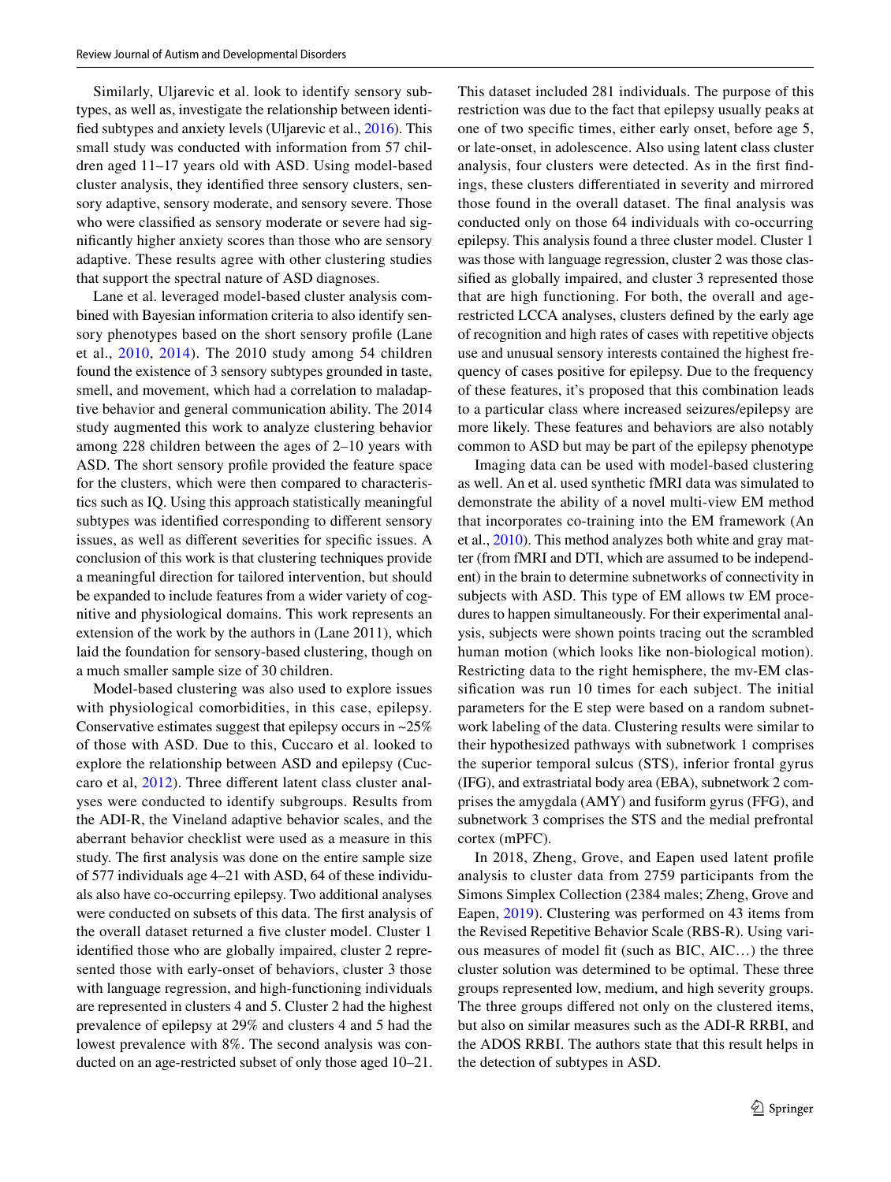Similarly, Uljarevic et al. look to identify sensory subtypes, as well as, investigate the relationship between identified subtypes and anxiety levels (Uljarevic et al., 2016). This small study was conducted with information from 57 children aged 11–17 years old with ASD. Using model-based cluster analysis, they identified three sensory clusters, sensory adaptive, sensory moderate, and sensory severe. Those who were classified as sensory moderate or severe had significantly higher anxiety scores than those who are sensory adaptive. These results agree with other clustering studies that support the spectral nature of ASD diagnoses.

Lane et al. leveraged model-based cluster analysis combined with Bayesian information criteria to also identify sensory phenotypes based on the short sensory profile (Lane et al., 2010, 2014). The 2010 study among 54 children found the existence of 3 sensory subtypes grounded in taste, smell, and movement, which had a correlation to maladaptive behavior and general communication ability. The 2014 study augmented this work to analyze clustering behavior among 228 children between the ages of 2–10 years with ASD. The short sensory profile provided the feature space for the clusters, which were then compared to characteristics such as IQ. Using this approach statistically meaningful subtypes was identified corresponding to different sensory issues, as well as different severities for specific issues. A conclusion of this work is that clustering techniques provide a meaningful direction for tailored intervention, but should be expanded to include features from a wider variety of cognitive and physiological domains. This work represents an extension of the work by the authors in (Lane 2011), which laid the foundation for sensory-based clustering, though on a much smaller sample size of 30 children.

Model-based clustering was also used to explore issues with physiological comorbidities, in this case, epilepsy. Conservative estimates suggest that epilepsy occurs in ~25% of those with ASD. Due to this, Cuccaro et al. looked to explore the relationship between ASD and epilepsy (Cuccaro et al, 2012). Three different latent class cluster analyses were conducted to identify subgroups. Results from the ADI-R, the Vineland adaptive behavior scales, and the aberrant behavior checklist were used as a measure in this study. The first analysis was done on the entire sample size of 577 individuals age 4–21 with ASD, 64 of these individuals also have co-occurring epilepsy. Two additional analyses were conducted on subsets of this data. The first analysis of the overall dataset returned a five cluster model. Cluster 1 identified those who are globally impaired, cluster 2 represented those with early-onset of behaviors, cluster 3 those with language regression, and high-functioning individuals are represented in clusters 4 and 5. Cluster 2 had the highest prevalence of epilepsy at 29% and clusters 4 and 5 had the lowest prevalence with 8%. The second analysis was conducted on an age-restricted subset of only those aged 10–21. This dataset included 281 individuals. The purpose of this restriction was due to the fact that epilepsy usually peaks at one of two specific times, either early onset, before age 5, or late-onset, in adolescence. Also using latent class cluster analysis, four clusters were detected. As in the first findings, these clusters differentiated in severity and mirrored those found in the overall dataset. The final analysis was conducted only on those 64 individuals with co-occurring epilepsy. This analysis found a three cluster model. Cluster 1 was those with language regression, cluster 2 was those classified as globally impaired, and cluster 3 represented those that are high functioning. For both, the overall and age-restricted LCCA analyses, clusters defined by the early age of recognition and high rates of cases with repetitive objects use and unusual sensory interests contained the highest frequency of cases positive for epilepsy. Due to the frequency of these features, it's proposed that this combination leads to a particular class where increased seizures/epilepsy are more likely. These features and behaviors are also notably common to ASD but may be part of the epilepsy phenotype

Imaging data can be used with model-based clustering as well. An et al. used synthetic fMRI data was simulated to demonstrate the ability of a novel multi-view EM method that incorporates co-training into the EM framework (An et al., 2010). This method analyzes both white and gray matter (from fMRI and DTI, which are assumed to be independent) in the brain to determine subnetworks of connectivity in subjects with ASD. This type of EM allows tw EM procedures to happen simultaneously. For their experimental analysis, subjects were shown points tracing out the scrambled human motion (which looks like non-biological motion). Restricting data to the right hemisphere, the mv-EM classification was run 10 times for each subject. The initial parameters for the E step were based on a random subnetwork labeling of the data. Clustering results were similar to their hypothesized pathways with subnetwork 1 comprises the superior temporal sulcus (STS), inferior frontal gyrus (IFG), and extrastriatal body area (EBA), subnetwork 2 comprises the amygdala (AMY) and fusiform gyrus (FFG), and subnetwork 3 comprises the STS and the medial prefrontal cortex (mPFC).

In 2018, Zheng, Grove, and Eapen used latent profile analysis to cluster data from 2759 participants from the Simons Simplex Collection (2384 males; Zheng, Grove and Eapen, 2019). Clustering was performed on 43 items from the Revised Repetitive Behavior Scale (RBS-R). Using various measures of model fit (such as BIC, AIC…) the three cluster solution was determined to be optimal. These three groups represented low, medium, and high severity groups. The three groups differed not only on the clustered items, but also on similar measures such as the ADI-R RRBI, and the ADOS RRBI. The authors state that this result helps in the detection of subtypes in ASD.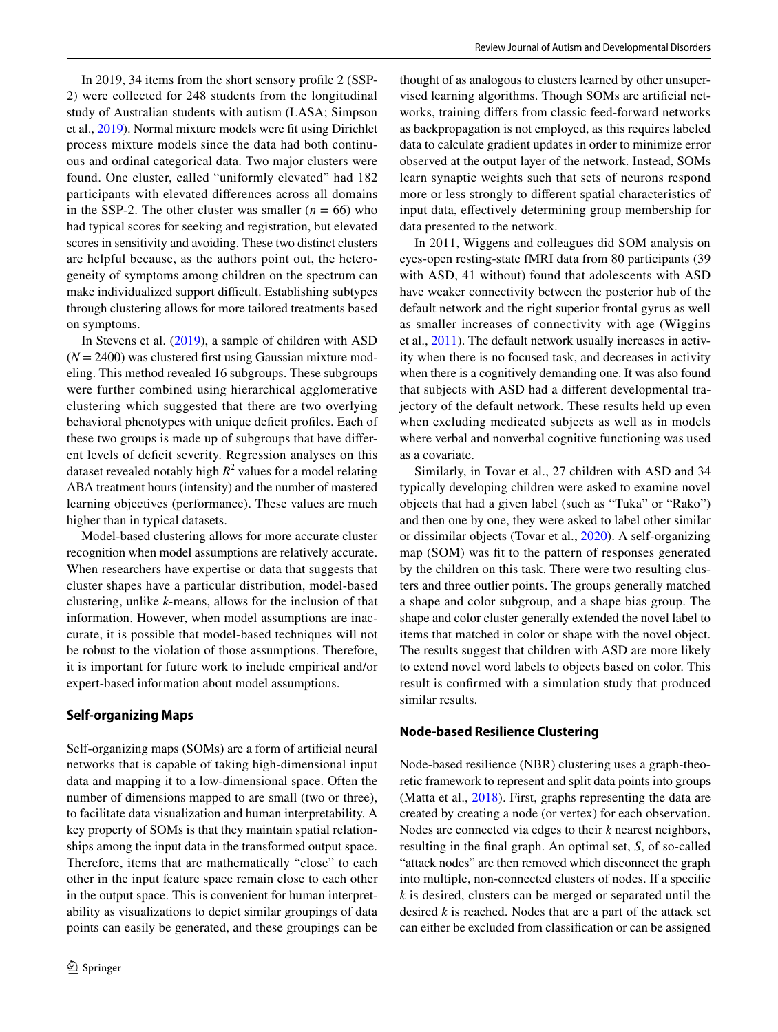In 2019, 34 items from the short sensory profile 2 (SSP-2) were collected for 248 students from the longitudinal study of Australian students with autism (LASA; Simpson et al., 2019). Normal mixture models were fit using Dirichlet process mixture models since the data had both continuous and ordinal categorical data. Two major clusters were found. One cluster, called "uniformly elevated" had 182 participants with elevated differences across all domains in the SSP-2. The other cluster was smaller ($n$ = 66) who had typical scores for seeking and registration, but elevated scores in sensitivity and avoiding. These two distinct clusters are helpful because, as the authors point out, the heterogeneity of symptoms among children on the spectrum can make individualized support difficult. Establishing subtypes through clustering allows for more tailored treatments based on symptoms.

In Stevens et al. (2019), a sample of children with ASD ($N$ = 2400) was clustered first using Gaussian mixture modeling. This method revealed 16 subgroups. These subgroups were further combined using hierarchical agglomerative clustering which suggested that there are two overlying behavioral phenotypes with unique deficit profiles. Each of these two groups is made up of subgroups that have different levels of deficit severity. Regression analyses on this dataset revealed notably high $R^2$ values for a model relating ABA treatment hours (intensity) and the number of mastered learning objectives (performance). These values are much higher than in typical datasets.

Model-based clustering allows for more accurate cluster recognition when model assumptions are relatively accurate. When researchers have expertise or data that suggests that cluster shapes have a particular distribution, model-based clustering, unlike $k$-means, allows for the inclusion of that information. However, when model assumptions are inaccurate, it is possible that model-based techniques will not be robust to the violation of those assumptions. Therefore, it is important for future work to include empirical and/or expert-based information about model assumptions.

### Self-organizing Maps

Self-organizing maps (SOMs) are a form of artificial neural networks that is capable of taking high-dimensional input data and mapping it to a low-dimensional space. Often the number of dimensions mapped to are small (two or three), to facilitate data visualization and human interpretability. A key property of SOMs is that they maintain spatial relationships among the input data in the transformed output space. Therefore, items that are mathematically "close" to each other in the input feature space remain close to each other in the output space. This is convenient for human interpretability as visualizations to depict similar groupings of data points can easily be generated, and these groupings can be thought of as analogous to clusters learned by other unsupervised learning algorithms. Though SOMs are artificial networks, training differs from classic feed-forward networks as backpropagation is not employed, as this requires labeled data to calculate gradient updates in order to minimize error observed at the output layer of the network. Instead, SOMs learn synaptic weights such that sets of neurons respond more or less strongly to different spatial characteristics of input data, effectively determining group membership for data presented to the network.

In 2011, Wiggens and colleagues did SOM analysis on eyes-open resting-state fMRI data from 80 participants (39 with ASD, 41 without) found that adolescents with ASD have weaker connectivity between the posterior hub of the default network and the right superior frontal gyrus as well as smaller increases of connectivity with age (Wiggins et al., 2011). The default network usually increases in activity when there is no focused task, and decreases in activity when there is a cognitively demanding one. It was also found that subjects with ASD had a different developmental trajectory of the default network. These results held up even when excluding medicated subjects as well as in models where verbal and nonverbal cognitive functioning was used as a covariate.

Similarly, in Tovar et al., 27 children with ASD and 34 typically developing children were asked to examine novel objects that had a given label (such as "Tuka" or "Rako") and then one by one, they were asked to label other similar or dissimilar objects (Tovar et al., 2020). A self-organizing map (SOM) was fit to the pattern of responses generated by the children on this task. There were two resulting clusters and three outlier points. The groups generally matched a shape and color subgroup, and a shape bias group. The shape and color cluster generally extended the novel label to items that matched in color or shape with the novel object. The results suggest that children with ASD are more likely to extend novel word labels to objects based on color. This result is confirmed with a simulation study that produced similar results.

### Node-based Resilience Clustering

Node-based resilience (NBR) clustering uses a graph-theoretic framework to represent and split data points into groups (Matta et al., 2018). First, graphs representing the data are created by creating a node (or vertex) for each observation. Nodes are connected via edges to their $k$ nearest neighbors, resulting in the final graph. An optimal set, $S$, of so-called "attack nodes" are then removed which disconnect the graph into multiple, non-connected clusters of nodes. If a specific $k$ is desired, clusters can be merged or separated until the desired $k$ is reached. Nodes that are a part of the attack set can either be excluded from classification or can be assigned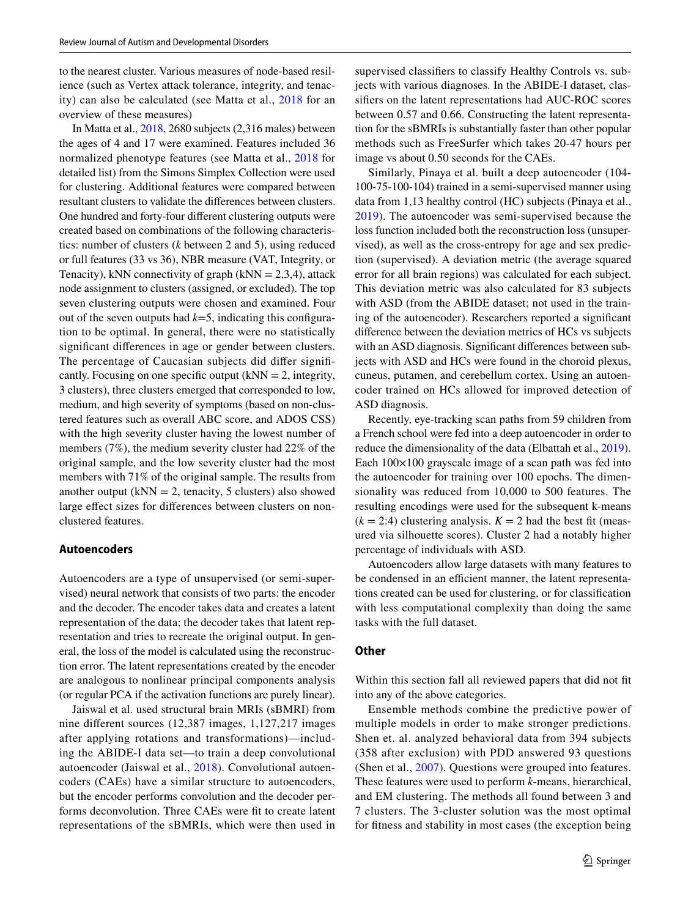to the nearest cluster. Various measures of node-based resilience (such as Vertex attack tolerance, integrity, and tenacity) can also be calculated (see Matta et al., 2018 for an overview of these measures)

In Matta et al., 2018, 2680 subjects (2,316 males) between the ages of 4 and 17 were examined. Features included 36 normalized phenotype features (see Matta et al., 2018 for detailed list) from the Simons Simplex Collection were used for clustering. Additional features were compared between resultant clusters to validate the differences between clusters. One hundred and forty-four different clustering outputs were created based on combinations of the following characteristics: number of clusters ($k$ between 2 and 5), using reduced or full features (33 vs 36), NBR measure (VAT, Integrity, or Tenacity), kNN connectivity of graph (kNN = 2,3,4), attack node assignment to clusters (assigned, or excluded). The top seven clustering outputs were chosen and examined. Four out of the seven outputs had $k$=5, indicating this configuration to be optimal. In general, there were no statistically significant differences in age or gender between clusters. The percentage of Caucasian subjects did differ significantly. Focusing on one specific output (kNN = 2, integrity, 3 clusters), three clusters emerged that corresponded to low, medium, and high severity of symptoms (based on non-clustered features such as overall ABC score, and ADOS CSS) with the high severity cluster having the lowest number of members (7%), the medium severity cluster had 22% of the original sample, and the low severity cluster had the most members with 71% of the original sample. The results from another output (kNN = 2, tenacity, 5 clusters) also showed large effect sizes for differences between clusters on non-clustered features.

## Autoencoders

Autoencoders are a type of unsupervised (or semi-supervised) neural network that consists of two parts: the encoder and the decoder. The encoder takes data and creates a latent representation of the data; the decoder takes that latent representation and tries to recreate the original output. In general, the loss of the model is calculated using the reconstruction error. The latent representations created by the encoder are analogous to nonlinear principal components analysis (or regular PCA if the activation functions are purely linear).

Jaiswal et al. used structural brain MRIs (sBMRI) from nine different sources (12,387 images, 1,127,217 images after applying rotations and transformations)—including the ABIDE-I data set—to train a deep convolutional autoencoder (Jaiswal et al., 2018). Convolutional autoencoders (CAEs) have a similar structure to autoencoders, but the encoder performs convolution and the decoder performs deconvolution. Three CAEs were fit to create latent representations of the sBMRIs, which were then used in supervised classifiers to classify Healthy Controls vs. subjects with various diagnoses. In the ABIDE-I dataset, classifiers on the latent representations had AUC-ROC scores between 0.57 and 0.66. Constructing the latent representation for the sBMRIs is substantially faster than other popular methods such as FreeSurfer which takes 20-47 hours per image vs about 0.50 seconds for the CAEs.

Similarly, Pinaya et al. built a deep autoencoder (104-100-75-100-104) trained in a semi-supervised manner using data from 1,13 healthy control (HC) subjects (Pinaya et al., 2019). The autoencoder was semi-supervised because the loss function included both the reconstruction loss (unsupervised), as well as the cross-entropy for age and sex prediction (supervised). A deviation metric (the average squared error for all brain regions) was calculated for each subject. This deviation metric was also calculated for 83 subjects with ASD (from the ABIDE dataset; not used in the training of the autoencoder). Researchers reported a significant difference between the deviation metrics of HCs vs subjects with an ASD diagnosis. Significant differences between subjects with ASD and HCs were found in the choroid plexus, cuneus, putamen, and cerebellum cortex. Using an autoencoder trained on HCs allowed for improved detection of ASD diagnosis.

Recently, eye-tracking scan paths from 59 children from a French school were fed into a deep autoencoder in order to reduce the dimensionality of the data (Elbattah et al., 2019). Each 100×100 grayscale image of a scan path was fed into the autoencoder for training over 100 epochs. The dimensionality was reduced from 10,000 to 500 features. The resulting encodings were used for the subsequent k-means ($k$ = 2:4) clustering analysis. $K$ = 2 had the best fit (measured via silhouette scores). Cluster 2 had a notably higher percentage of individuals with ASD.

Autoencoders allow large datasets with many features to be condensed in an efficient manner, the latent representations created can be used for clustering, or for classification with less computational complexity than doing the same tasks with the full dataset.

## Other

Within this section fall all reviewed papers that did not fit into any of the above categories.

Ensemble methods combine the predictive power of multiple models in order to make stronger predictions. Shen et. al. analyzed behavioral data from 394 subjects (358 after exclusion) with PDD answered 93 questions (Shen et al., 2007). Questions were grouped into features. These features were used to perform $k$-means, hierarchical, and EM clustering. The methods all found between 3 and 7 clusters. The 3-cluster solution was the most optimal for fitness and stability in most cases (the exception being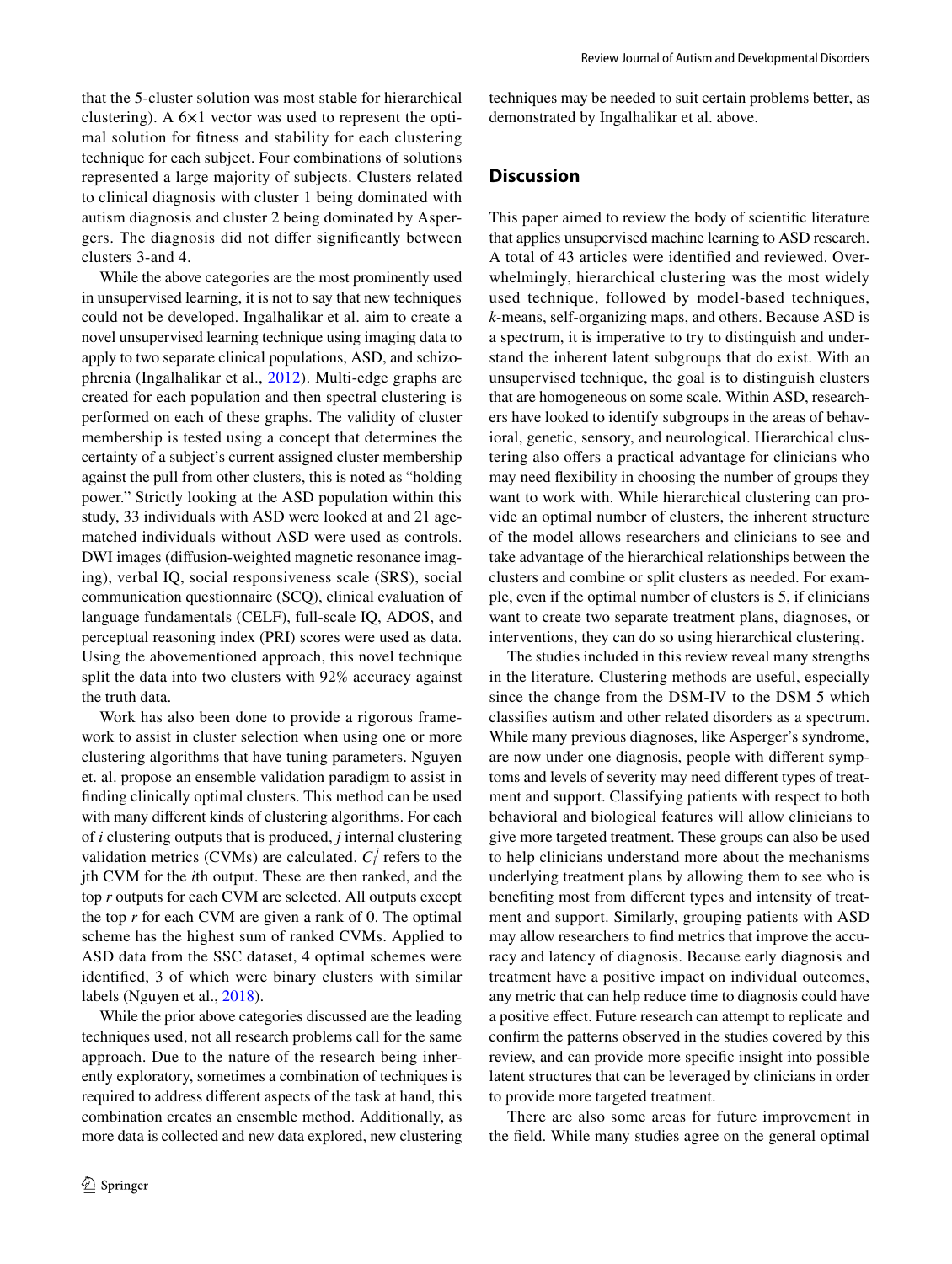that the 5-cluster solution was most stable for hierarchical clustering). A 6×1 vector was used to represent the optimal solution for fitness and stability for each clustering technique for each subject. Four combinations of solutions represented a large majority of subjects. Clusters related to clinical diagnosis with cluster 1 being dominated with autism diagnosis and cluster 2 being dominated by Aspergers. The diagnosis did not differ significantly between clusters 3-and 4.

While the above categories are the most prominently used in unsupervised learning, it is not to say that new techniques could not be developed. Ingalhalikar et al. aim to create a novel unsupervised learning technique using imaging data to apply to two separate clinical populations, ASD, and schizophrenia (Ingalhalikar et al., 2012). Multi-edge graphs are created for each population and then spectral clustering is performed on each of these graphs. The validity of cluster membership is tested using a concept that determines the certainty of a subject's current assigned cluster membership against the pull from other clusters, this is noted as "holding power." Strictly looking at the ASD population within this study, 33 individuals with ASD were looked at and 21 age-matched individuals without ASD were used as controls. DWI images (diffusion-weighted magnetic resonance imaging), verbal IQ, social responsiveness scale (SRS), social communication questionnaire (SCQ), clinical evaluation of language fundamentals (CELF), full-scale IQ, ADOS, and perceptual reasoning index (PRI) scores were used as data. Using the abovementioned approach, this novel technique split the data into two clusters with 92% accuracy against the truth data.

Work has also been done to provide a rigorous framework to assist in cluster selection when using one or more clustering algorithms that have tuning parameters. Nguyen et. al. propose an ensemble validation paradigm to assist in finding clinically optimal clusters. This method can be used with many different kinds of clustering algorithms. For each of *i* clustering outputs that is produced, *j* internal clustering validation metrics (CVMs) are calculated. $C_i^j$ refers to the jth CVM for the *i*th output. These are then ranked, and the top *r* outputs for each CVM are selected. All outputs except the top *r* for each CVM are given a rank of 0. The optimal scheme has the highest sum of ranked CVMs. Applied to ASD data from the SSC dataset, 4 optimal schemes were identified, 3 of which were binary clusters with similar labels (Nguyen et al., 2018).

While the prior above categories discussed are the leading techniques used, not all research problems call for the same approach. Due to the nature of the research being inherently exploratory, sometimes a combination of techniques is required to address different aspects of the task at hand, this combination creates an ensemble method. Additionally, as more data is collected and new data explored, new clustering techniques may be needed to suit certain problems better, as demonstrated by Ingalhalikar et al. above.

## Discussion

This paper aimed to review the body of scientific literature that applies unsupervised machine learning to ASD research. A total of 43 articles were identified and reviewed. Overwhelmingly, hierarchical clustering was the most widely used technique, followed by model-based techniques, *k*-means, self-organizing maps, and others. Because ASD is a spectrum, it is imperative to try to distinguish and understand the inherent latent subgroups that do exist. With an unsupervised technique, the goal is to distinguish clusters that are homogeneous on some scale. Within ASD, researchers have looked to identify subgroups in the areas of behavioral, genetic, sensory, and neurological. Hierarchical clustering also offers a practical advantage for clinicians who may need flexibility in choosing the number of groups they want to work with. While hierarchical clustering can provide an optimal number of clusters, the inherent structure of the model allows researchers and clinicians to see and take advantage of the hierarchical relationships between the clusters and combine or split clusters as needed. For example, even if the optimal number of clusters is 5, if clinicians want to create two separate treatment plans, diagnoses, or interventions, they can do so using hierarchical clustering.

The studies included in this review reveal many strengths in the literature. Clustering methods are useful, especially since the change from the DSM-IV to the DSM 5 which classifies autism and other related disorders as a spectrum. While many previous diagnoses, like Asperger's syndrome, are now under one diagnosis, people with different symptoms and levels of severity may need different types of treatment and support. Classifying patients with respect to both behavioral and biological features will allow clinicians to give more targeted treatment. These groups can also be used to help clinicians understand more about the mechanisms underlying treatment plans by allowing them to see who is benefiting most from different types and intensity of treatment and support. Similarly, grouping patients with ASD may allow researchers to find metrics that improve the accuracy and latency of diagnosis. Because early diagnosis and treatment have a positive impact on individual outcomes, any metric that can help reduce time to diagnosis could have a positive effect. Future research can attempt to replicate and confirm the patterns observed in the studies covered by this review, and can provide more specific insight into possible latent structures that can be leveraged by clinicians in order to provide more targeted treatment.

There are also some areas for future improvement in the field. While many studies agree on the general optimal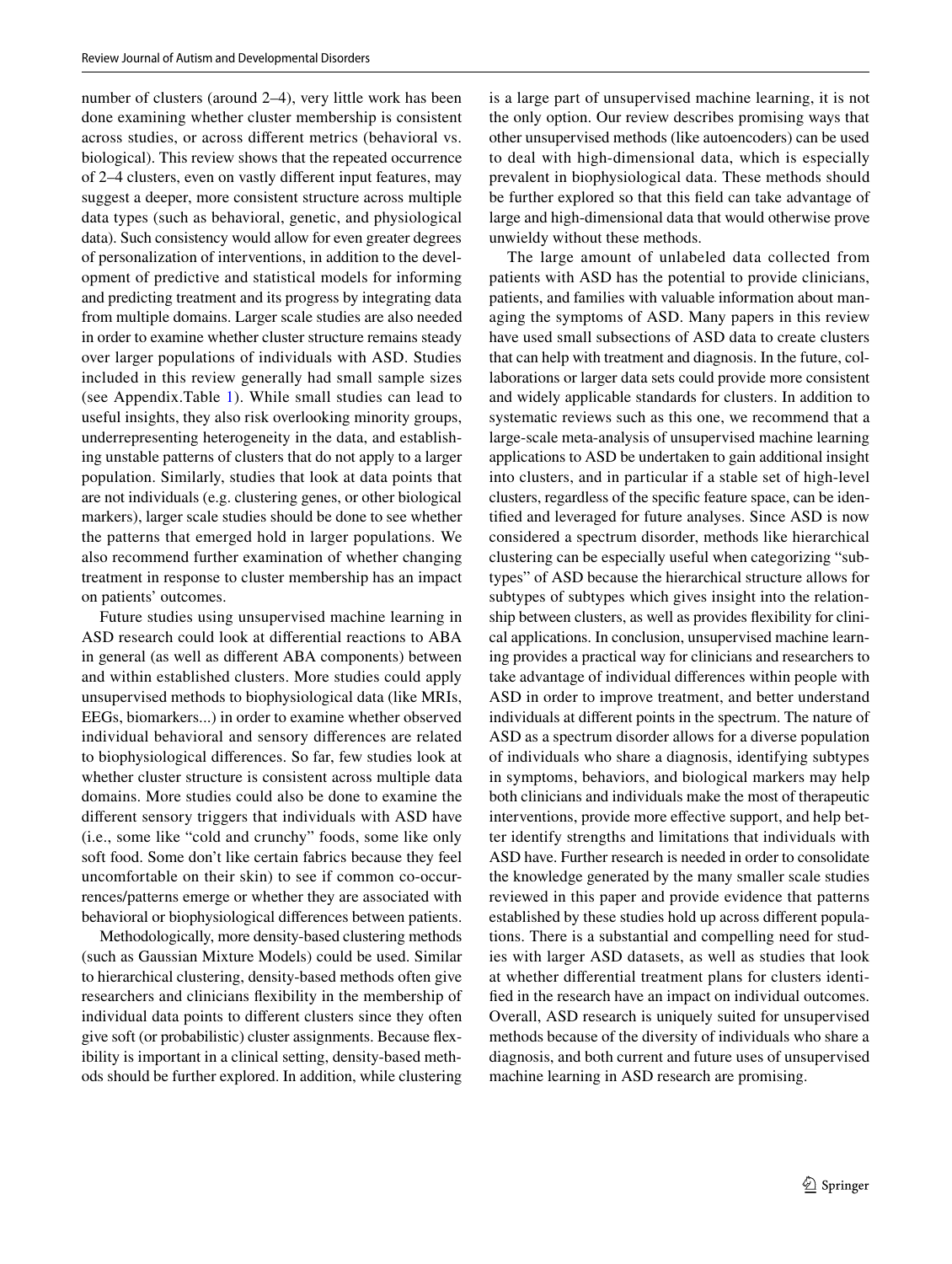number of clusters (around 2–4), very little work has been done examining whether cluster membership is consistent across studies, or across different metrics (behavioral vs. biological). This review shows that the repeated occurrence of 2–4 clusters, even on vastly different input features, may suggest a deeper, more consistent structure across multiple data types (such as behavioral, genetic, and physiological data). Such consistency would allow for even greater degrees of personalization of interventions, in addition to the development of predictive and statistical models for informing and predicting treatment and its progress by integrating data from multiple domains. Larger scale studies are also needed in order to examine whether cluster structure remains steady over larger populations of individuals with ASD. Studies included in this review generally had small sample sizes (see Appendix.Table 1). While small studies can lead to useful insights, they also risk overlooking minority groups, underrepresenting heterogeneity in the data, and establishing unstable patterns of clusters that do not apply to a larger population. Similarly, studies that look at data points that are not individuals (e.g. clustering genes, or other biological markers), larger scale studies should be done to see whether the patterns that emerged hold in larger populations. We also recommend further examination of whether changing treatment in response to cluster membership has an impact on patients' outcomes.

Future studies using unsupervised machine learning in ASD research could look at differential reactions to ABA in general (as well as different ABA components) between and within established clusters. More studies could apply unsupervised methods to biophysiological data (like MRIs, EEGs, biomarkers...) in order to examine whether observed individual behavioral and sensory differences are related to biophysiological differences. So far, few studies look at whether cluster structure is consistent across multiple data domains. More studies could also be done to examine the different sensory triggers that individuals with ASD have (i.e., some like "cold and crunchy" foods, some like only soft food. Some don't like certain fabrics because they feel uncomfortable on their skin) to see if common co-occurrences/patterns emerge or whether they are associated with behavioral or biophysiological differences between patients.

Methodologically, more density-based clustering methods (such as Gaussian Mixture Models) could be used. Similar to hierarchical clustering, density-based methods often give researchers and clinicians flexibility in the membership of individual data points to different clusters since they often give soft (or probabilistic) cluster assignments. Because flexibility is important in a clinical setting, density-based methods should be further explored. In addition, while clustering is a large part of unsupervised machine learning, it is not the only option. Our review describes promising ways that other unsupervised methods (like autoencoders) can be used to deal with high-dimensional data, which is especially prevalent in biophysiological data. These methods should be further explored so that this field can take advantage of large and high-dimensional data that would otherwise prove unwieldy without these methods.

The large amount of unlabeled data collected from patients with ASD has the potential to provide clinicians, patients, and families with valuable information about managing the symptoms of ASD. Many papers in this review have used small subsections of ASD data to create clusters that can help with treatment and diagnosis. In the future, collaborations or larger data sets could provide more consistent and widely applicable standards for clusters. In addition to systematic reviews such as this one, we recommend that a large-scale meta-analysis of unsupervised machine learning applications to ASD be undertaken to gain additional insight into clusters, and in particular if a stable set of high-level clusters, regardless of the specific feature space, can be identified and leveraged for future analyses. Since ASD is now considered a spectrum disorder, methods like hierarchical clustering can be especially useful when categorizing "subtypes" of ASD because the hierarchical structure allows for subtypes of subtypes which gives insight into the relationship between clusters, as well as provides flexibility for clinical applications. In conclusion, unsupervised machine learning provides a practical way for clinicians and researchers to take advantage of individual differences within people with ASD in order to improve treatment, and better understand individuals at different points in the spectrum. The nature of ASD as a spectrum disorder allows for a diverse population of individuals who share a diagnosis, identifying subtypes in symptoms, behaviors, and biological markers may help both clinicians and individuals make the most of therapeutic interventions, provide more effective support, and help better identify strengths and limitations that individuals with ASD have. Further research is needed in order to consolidate the knowledge generated by the many smaller scale studies reviewed in this paper and provide evidence that patterns established by these studies hold up across different populations. There is a substantial and compelling need for studies with larger ASD datasets, as well as studies that look at whether differential treatment plans for clusters identified in the research have an impact on individual outcomes. Overall, ASD research is uniquely suited for unsupervised methods because of the diversity of individuals who share a diagnosis, and both current and future uses of unsupervised machine learning in ASD research are promising.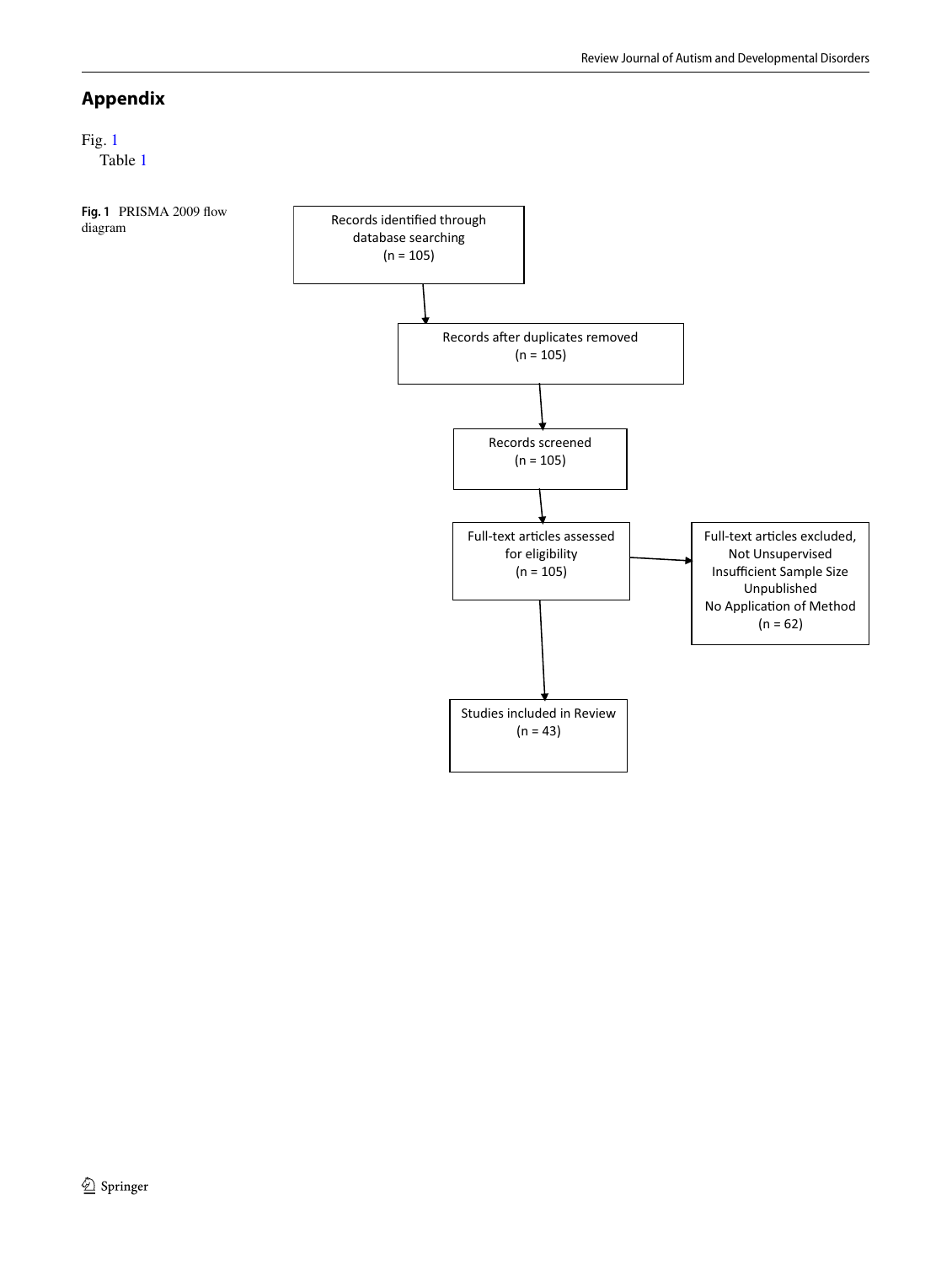## Appendix

Fig. 1
Table 1

**Fig. 1** PRISMA 2009 flow diagram

Records identified through database searching (n = 105)

Records after duplicates removed (n = 105)

Records screened (n = 105)

Full-text articles assessed for eligibility (n = 105)

Full-text articles excluded, Not Unsupervised Insufficient Sample Size Unpublished No Application of Method (n = 62)

Studies included in Review (n = 43)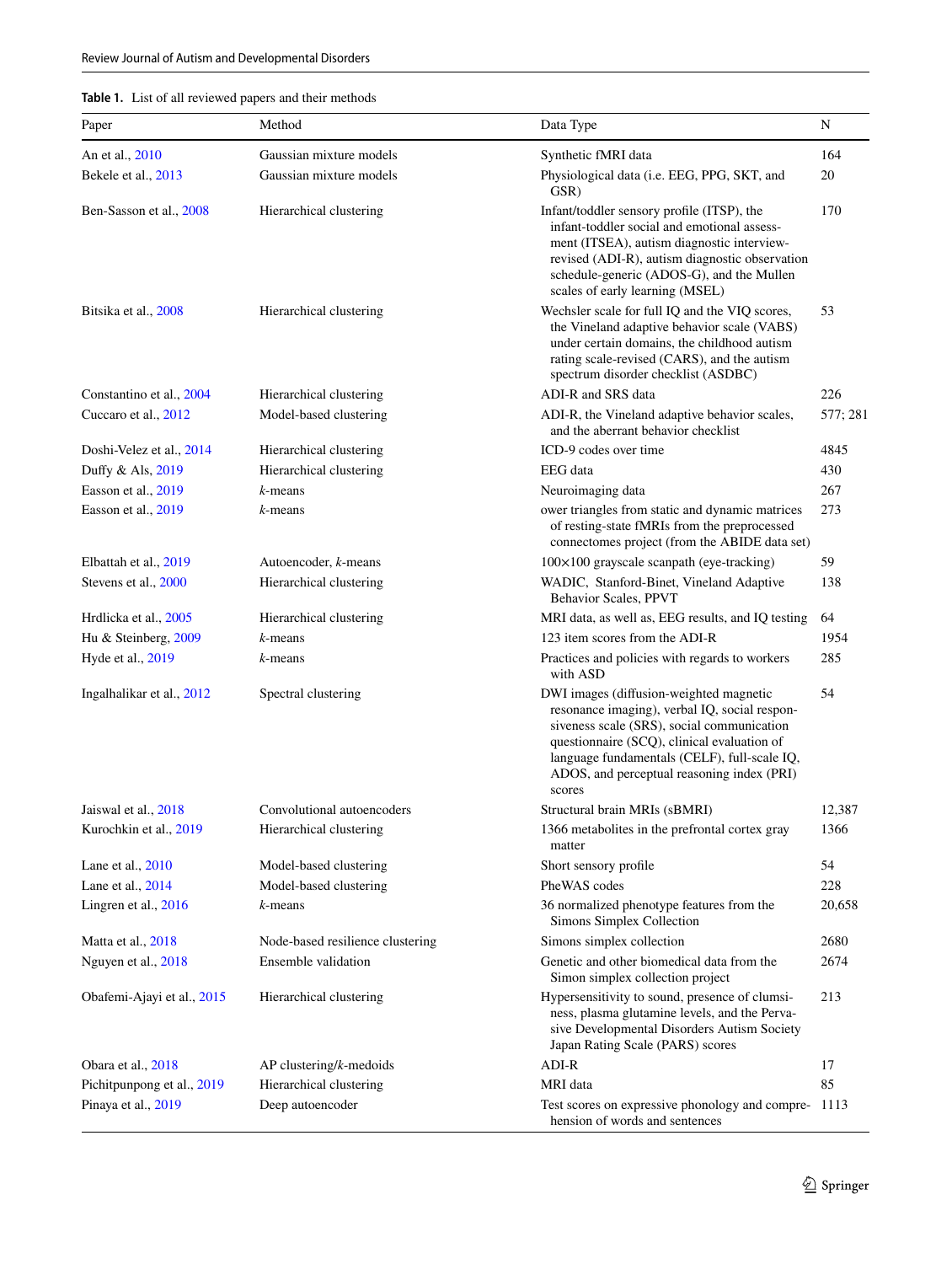**Table 1.** List of all reviewed papers and their methods

| Paper | Method | Data Type | N |
|---|---|---|---|
| An et al., 2010 | Gaussian mixture models | Synthetic fMRI data | 164 |
| Bekele et al., 2013 | Gaussian mixture models | Physiological data (i.e. EEG, PPG, SKT, and GSR) | 20 |
| Ben-Sasson et al., 2008 | Hierarchical clustering | Infant/toddler sensory profile (ITSP), the infant-toddler social and emotional assessment (ITSEA), autism diagnostic interview-revised (ADI-R), autism diagnostic observation schedule-generic (ADOS-G), and the Mullen scales of early learning (MSEL) | 170 |
| Bitsika et al., 2008 | Hierarchical clustering | Wechsler scale for full IQ and the VIQ scores, the Vineland adaptive behavior scale (VABS) under certain domains, the childhood autism rating scale-revised (CARS), and the autism spectrum disorder checklist (ASDBC) | 53 |
| Constantino et al., 2004 | Hierarchical clustering | ADI-R and SRS data | 226 |
| Cuccaro et al., 2012 | Model-based clustering | ADI-R, the Vineland adaptive behavior scales, and the aberrant behavior checklist | 577; 281 |
| Doshi-Velez et al., 2014 | Hierarchical clustering | ICD-9 codes over time | 4845 |
| Duffy & Als, 2019 | Hierarchical clustering | EEG data | 430 |
| Easson et al., 2019 | *k*-means | Neuroimaging data | 267 |
| Easson et al., 2019 | *k*-means | ower triangles from static and dynamic matrices of resting-state fMRIs from the preprocessed connectomes project (from the ABIDE data set) | 273 |
| Elbattah et al., 2019 | Autoencoder, *k*-means | 100×100 grayscale scanpath (eye-tracking) | 59 |
| Stevens et al., 2000 | Hierarchical clustering | WADIC, Stanford-Binet, Vineland Adaptive Behavior Scales, PPVT | 138 |
| Hrdlicka et al., 2005 | Hierarchical clustering | MRI data, as well as, EEG results, and IQ testing | 64 |
| Hu & Steinberg, 2009 | *k*-means | 123 item scores from the ADI-R | 1954 |
| Hyde et al., 2019 | *k*-means | Practices and policies with regards to workers with ASD | 285 |
| Ingalhalikar et al., 2012 | Spectral clustering | DWI images (diffusion-weighted magnetic resonance imaging), verbal IQ, social responsiveness scale (SRS), social communication questionnaire (SCQ), clinical evaluation of language fundamentals (CELF), full-scale IQ, ADOS, and perceptual reasoning index (PRI) scores | 54 |
| Jaiswal et al., 2018 | Convolutional autoencoders | Structural brain MRIs (sBMRI) | 12,387 |
| Kurochkin et al., 2019 | Hierarchical clustering | 1366 metabolites in the prefrontal cortex gray matter | 1366 |
| Lane et al., 2010 | Model-based clustering | Short sensory profile | 54 |
| Lane et al., 2014 | Model-based clustering | PheWAS codes | 228 |
| Lingren et al., 2016 | *k*-means | 36 normalized phenotype features from the Simons Simplex Collection | 20,658 |
| Matta et al., 2018 | Node-based resilience clustering | Simons simplex collection | 2680 |
| Nguyen et al., 2018 | Ensemble validation | Genetic and other biomedical data from the Simon simplex collection project | 2674 |
| Obafemi-Ajayi et al., 2015 | Hierarchical clustering | Hypersensitivity to sound, presence of clumsiness, plasma glutamine levels, and the Pervasive Developmental Disorders Autism Society Japan Rating Scale (PARS) scores | 213 |
| Obara et al., 2018 | AP clustering/*k*-medoids | ADI-R | 17 |
| Pichitpunpong et al., 2019 | Hierarchical clustering | MRI data | 85 |
| Pinaya et al., 2019 | Deep autoencoder | Test scores on expressive phonology and comprehension of words and sentences | 1113 |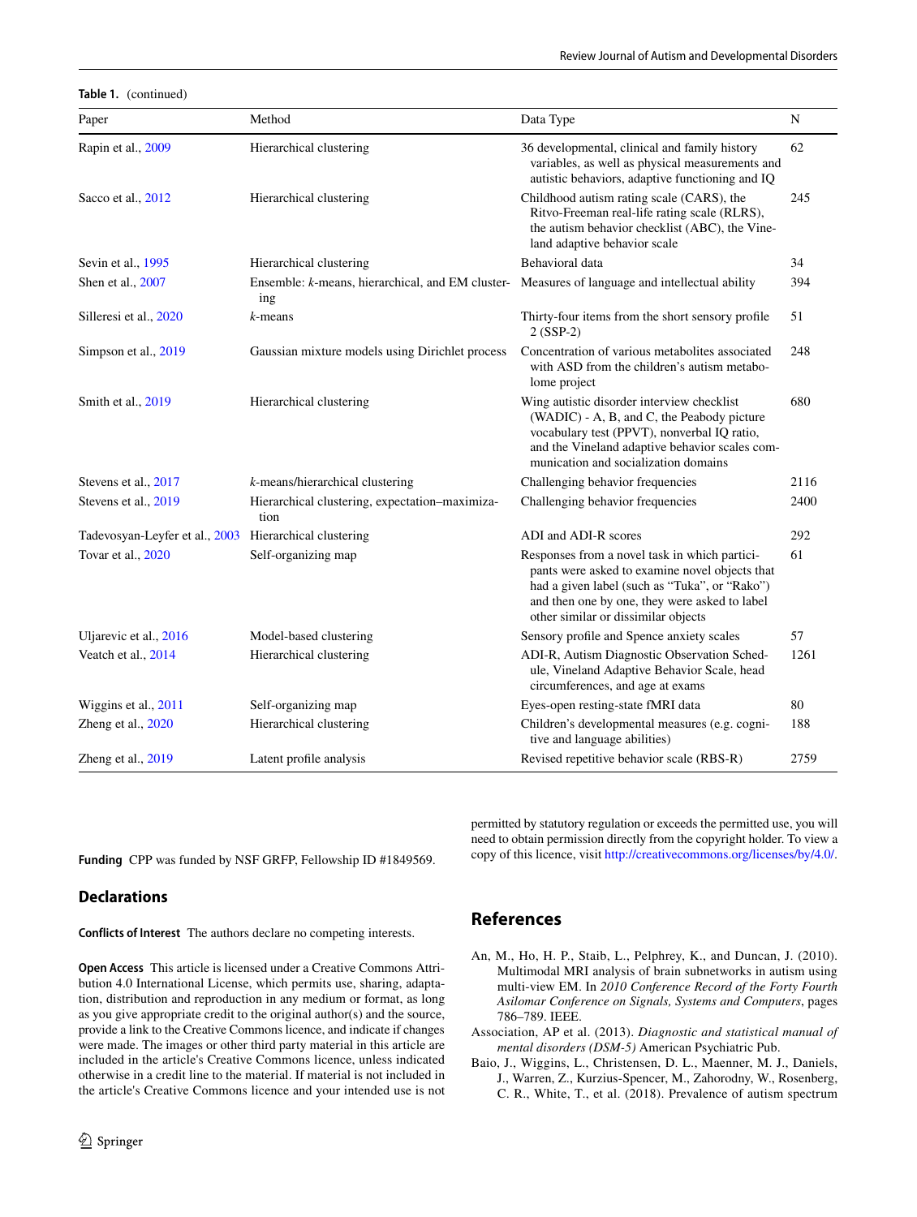**Table 1.** (continued)

| Paper | Method | Data Type | N |
|---|---|---|---|
| Rapin et al., 2009 | Hierarchical clustering | 36 developmental, clinical and family history variables, as well as physical measurements and autistic behaviors, adaptive functioning and IQ | 62 |
| Sacco et al., 2012 | Hierarchical clustering | Childhood autism rating scale (CARS), the Ritvo-Freeman real-life rating scale (RLRS), the autism behavior checklist (ABC), the Vineland adaptive behavior scale | 245 |
| Sevin et al., 1995 | Hierarchical clustering | Behavioral data | 34 |
| Shen et al., 2007 | Ensemble: *k*-means, hierarchical, and EM clustering | Measures of language and intellectual ability | 394 |
| Silleresi et al., 2020 | *k*-means | Thirty-four items from the short sensory profile 2 (SSP-2) | 51 |
| Simpson et al., 2019 | Gaussian mixture models using Dirichlet process | Concentration of various metabolites associated with ASD from the children's autism metabolome project | 248 |
| Smith et al., 2019 | Hierarchical clustering | Wing autistic disorder interview checklist (WADIC) - A, B, and C, the Peabody picture vocabulary test (PPVT), nonverbal IQ ratio, and the Vineland adaptive behavior scales communication and socialization domains | 680 |
| Stevens et al., 2017 | *k*-means/hierarchical clustering | Challenging behavior frequencies | 2116 |
| Stevens et al., 2019 | Hierarchical clustering, expectation–maximization | Challenging behavior frequencies | 2400 |
| Tadevosyan-Leyfer et al., 2003 | Hierarchical clustering | ADI and ADI-R scores | 292 |
| Tovar et al., 2020 | Self-organizing map | Responses from a novel task in which participants were asked to examine novel objects that had a given label (such as "Tuka", or "Rako") and then one by one, they were asked to label other similar or dissimilar objects | 61 |
| Uljarevic et al., 2016 | Model-based clustering | Sensory profile and Spence anxiety scales | 57 |
| Veatch et al., 2014 | Hierarchical clustering | ADI-R, Autism Diagnostic Observation Schedule, Vineland Adaptive Behavior Scale, head circumferences, and age at exams | 1261 |
| Wiggins et al., 2011 | Self-organizing map | Eyes-open resting-state fMRI data | 80 |
| Zheng et al., 2020 | Hierarchical clustering | Children's developmental measures (e.g. cognitive and language abilities) | 188 |
| Zheng et al., 2019 | Latent profile analysis | Revised repetitive behavior scale (RBS-R) | 2759 |

**Funding** CPP was funded by NSF GRFP, Fellowship ID #1849569.

## Declarations

**Conflicts of Interest** The authors declare no competing interests.

**Open Access** This article is licensed under a Creative Commons Attribution 4.0 International License, which permits use, sharing, adaptation, distribution and reproduction in any medium or format, as long as you give appropriate credit to the original author(s) and the source, provide a link to the Creative Commons licence, and indicate if changes were made. The images or other third party material in this article are included in the article's Creative Commons licence, unless indicated otherwise in a credit line to the material. If material is not included in the article's Creative Commons licence and your intended use is not permitted by statutory regulation or exceeds the permitted use, you will need to obtain permission directly from the copyright holder. To view a copy of this licence, visit http://creativecommons.org/licenses/by/4.0/.

## References

An, M., Ho, H. P., Staib, L., Pelphrey, K., and Duncan, J. (2010). Multimodal MRI analysis of brain subnetworks in autism using multi-view EM. In *2010 Conference Record of the Forty Fourth Asilomar Conference on Signals, Systems and Computers*, pages 786–789. IEEE.

Association, AP et al. (2013). *Diagnostic and statistical manual of mental disorders (DSM-5)* American Psychiatric Pub.

Baio, J., Wiggins, L., Christensen, D. L., Maenner, M. J., Daniels, J., Warren, Z., Kurzius-Spencer, M., Zahorodny, W., Rosenberg, C. R., White, T., et al. (2018). Prevalence of autism spectrum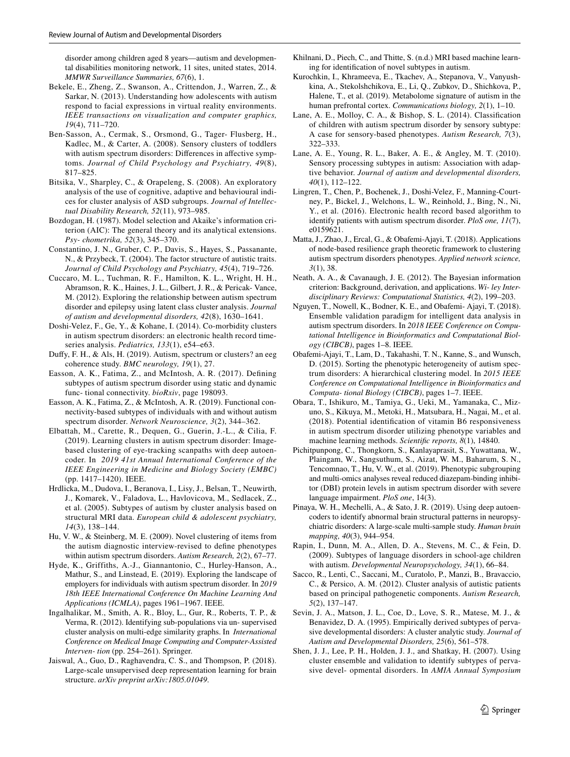disorder among children aged 8 years—autism and developmental disabilities monitoring network, 11 sites, united states, 2014. *MMWR Surveillance Summaries, 67*(6), 1.

Bekele, E., Zheng, Z., Swanson, A., Crittendon, J., Warren, Z., & Sarkar, N. (2013). Understanding how adolescents with autism respond to facial expressions in virtual reality environments. *IEEE transactions on visualization and computer graphics, 19*(4), 711–720.

Ben-Sasson, A., Cermak, S., Orsmond, G., Tager- Flusberg, H., Kadlec, M., & Carter, A. (2008). Sensory clusters of toddlers with autism spectrum disorders: Differences in affective symptoms. *Journal of Child Psychology and Psychiatry, 49*(8), 817–825.

Bitsika, V., Sharpley, C., & Orapeleng, S. (2008). An exploratory analysis of the use of cognitive, adaptive and behavioural indices for cluster analysis of ASD subgroups. *Journal of Intellectual Disability Research, 52*(11), 973–985.

Bozdogan, H. (1987). Model selection and Akaike's information criterion (AIC): The general theory and its analytical extensions. *Psy- chometrika, 52*(3), 345–370.

Constantino, J. N., Gruber, C. P., Davis, S., Hayes, S., Passanante, N., & Przybeck, T. (2004). The factor structure of autistic traits. *Journal of Child Psychology and Psychiatry, 45*(4), 719–726.

Cuccaro, M. L., Tuchman, R. F., Hamilton, K. L., Wright, H. H., Abramson, R. K., Haines, J. L., Gilbert, J. R., & Pericak- Vance, M. (2012). Exploring the relationship between autism spectrum disorder and epilepsy using latent class cluster analysis. *Journal of autism and developmental disorders, 42*(8), 1630–1641.

Doshi-Velez, F., Ge, Y., & Kohane, I. (2014). Co-morbidity clusters in autism spectrum disorders: an electronic health record time-series analysis. *Pediatrics, 133*(1), e54–e63.

Duffy, F. H., & Als, H. (2019). Autism, spectrum or clusters? an eeg coherence study. *BMC neurology, 19*(1), 27.

Easson, A. K., Fatima, Z., and McIntosh, A. R. (2017). Defining subtypes of autism spectrum disorder using static and dynamic func- tional connectivity. *bioRxiv*, page 198093.

Easson, A. K., Fatima, Z., & McIntosh, A. R. (2019). Functional connectivity-based subtypes of individuals with and without autism spectrum disorder. *Network Neuroscience, 3*(2), 344–362.

Elbattah, M., Carette, R., Dequen, G., Guerin, J.-L., & Cilia, F. (2019). Learning clusters in autism spectrum disorder: Image-based clustering of eye-tracking scanpaths with deep autoencoder. In *2019 41st Annual International Conference of the IEEE Engineering in Medicine and Biology Society (EMBC)* (pp. 1417–1420). IEEE.

Hrdlicka, M., Dudova, I., Beranova, I., Lisy, J., Belsan, T., Neuwirth, J., Komarek, V., Faladova, L., Havlovicova, M., Sedlacek, Z., et al. (2005). Subtypes of autism by cluster analysis based on structural MRI data. *European child & adolescent psychiatry, 14*(3), 138–144.

Hu, V. W., & Steinberg, M. E. (2009). Novel clustering of items from the autism diagnostic interview-revised to define phenotypes within autism spectrum disorders. *Autism Research, 2*(2), 67–77.

Hyde, K., Griffiths, A.-J., Giannantonio, C., Hurley-Hanson, A., Mathur, S., and Linstead, E. (2019). Exploring the landscape of employers for individuals with autism spectrum disorder. In *2019 18th IEEE International Conference On Machine Learning And Applications (ICMLA)*, pages 1961–1967. IEEE.

Ingalhalikar, M., Smith, A. R., Bloy, L., Gur, R., Roberts, T. P., & Verma, R. (2012). Identifying sub-populations via un- supervised cluster analysis on multi-edge similarity graphs. In *International Conference on Medical Image Computing and Computer-Assisted Interven- tion* (pp. 254–261). Springer.

Jaiswal, A., Guo, D., Raghavendra, C. S., and Thompson, P. (2018). Large-scale unsupervised deep representation learning for brain structure. *arXiv preprint arXiv:1805.01049*.

Khilnani, D., Piech, C., and Thitte, S. (n.d.) MRI based machine learning for identification of novel subtypes in autism.

Kurochkin, I., Khrameeva, E., Tkachev, A., Stepanova, V., Vanyushkina, A., Stekolshchikova, E., Li, Q., Zubkov, D., Shichkova, P., Halene, T., et al. (2019). Metabolome signature of autism in the human prefrontal cortex. *Communications biology, 2*(1), 1–10.

Lane, A. E., Molloy, C. A., & Bishop, S. L. (2014). Classification of children with autism spectrum disorder by sensory subtype: A case for sensory-based phenotypes. *Autism Research, 7*(3), 322–333.

Lane, A. E., Young, R. L., Baker, A. E., & Angley, M. T. (2010). Sensory processing subtypes in autism: Association with adaptive behavior. *Journal of autism and developmental disorders, 40*(1), 112–122.

Lingren, T., Chen, P., Bochenek, J., Doshi-Velez, F., Manning-Courtney, P., Bickel, J., Welchons, L. W., Reinhold, J., Bing, N., Ni, Y., et al. (2016). Electronic health record based algorithm to identify patients with autism spectrum disorder. *PloS one, 11*(7), e0159621.

Matta, J., Zhao, J., Ercal, G., & Obafemi-Ajayi, T. (2018). Applications of node-based resilience graph theoretic framework to clustering autism spectrum disorders phenotypes. *Applied network science, 3*(1), 38.

Neath, A. A., & Cavanaugh, J. E. (2012). The Bayesian information criterion: Background, derivation, and applications. *Wi- ley Interdisciplinary Reviews: Computational Statistics, 4*(2), 199–203.

Nguyen, T., Nowell, K., Bodner, K. E., and Obafemi- Ajayi, T. (2018). Ensemble validation paradigm for intelligent data analysis in autism spectrum disorders. In *2018 IEEE Conference on Computational Intelligence in Bioinformatics and Computational Biology (CIBCB)*, pages 1–8. IEEE.

Obafemi-Ajayi, T., Lam, D., Takahashi, T. N., Kanne, S., and Wunsch, D. (2015). Sorting the phenotypic heterogeneity of autism spectrum disorders: A hierarchical clustering model. In *2015 IEEE Conference on Computational Intelligence in Bioinformatics and Computa- tional Biology (CIBCB)*, pages 1–7. IEEE.

Obara, T., Ishikuro, M., Tamiya, G., Ueki, M., Yamanaka, C., Mizuno, S., Kikuya, M., Metoki, H., Matsubara, H., Nagai, M., et al. (2018). Potential identification of vitamin B6 responsiveness in autism spectrum disorder utilizing phenotype variables and machine learning methods. *Scientific reports, 8*(1), 14840.

Pichitpunpong, C., Thongkorn, S., Kanlayaprasit, S., Yuwattana, W., Plaingam, W., Sangsuthum, S., Aizat, W. M., Baharum, S. N., Tencomnao, T., Hu, V. W., et al. (2019). Phenotypic subgrouping and multi-omics analyses reveal reduced diazepam-binding inhibitor (DBI) protein levels in autism spectrum disorder with severe language impairment. *PloS one*, 14(3).

Pinaya, W. H., Mechelli, A., & Sato, J. R. (2019). Using deep autoencoders to identify abnormal brain structural patterns in neuropsychiatric disorders: A large-scale multi-sample study. *Human brain mapping, 40*(3), 944–954.

Rapin, I., Dunn, M. A., Allen, D. A., Stevens, M. C., & Fein, D. (2009). Subtypes of language disorders in school-age children with autism. *Developmental Neuropsychology, 34*(1), 66–84.

Sacco, R., Lenti, C., Saccani, M., Curatolo, P., Manzi, B., Bravaccio, C., & Persico, A. M. (2012). Cluster analysis of autistic patients based on principal pathogenetic components. *Autism Research, 5*(2), 137–147.

Sevin, J. A., Matson, J. L., Coe, D., Love, S. R., Matese, M. J., & Benavidez, D. A. (1995). Empirically derived subtypes of pervasive developmental disorders: A cluster analytic study. *Journal of Autism and Developmental Disorders, 25*(6), 561–578.

Shen, J. J., Lee, P. H., Holden, J. J., and Shatkay, H. (2007). Using cluster ensemble and validation to identify subtypes of pervasive devel- opmental disorders. In *AMIA Annual Symposium*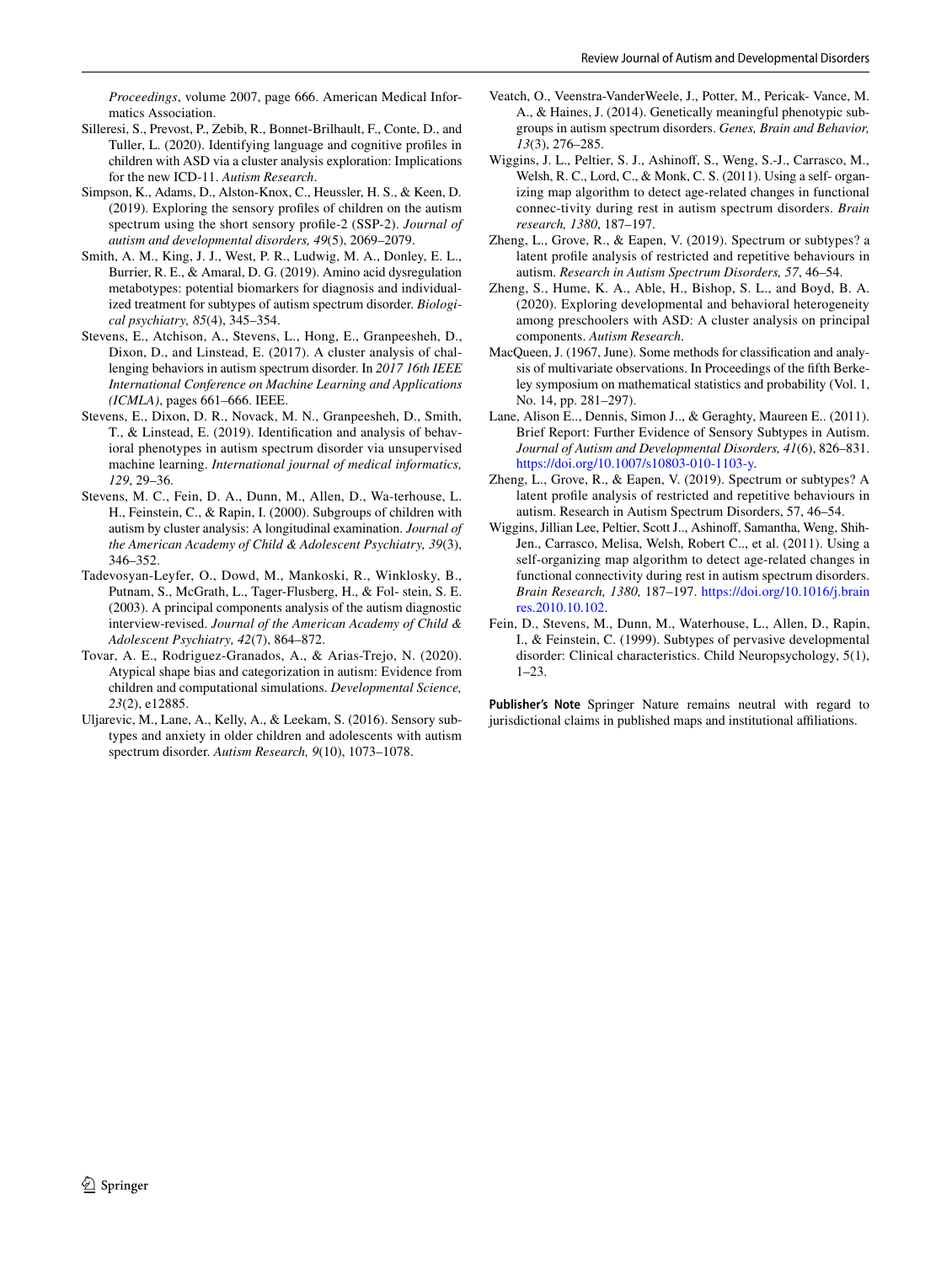*Proceedings*, volume 2007, page 666. American Medical Informatics Association.

Silleresi, S., Prevost, P., Zebib, R., Bonnet-Brilhault, F., Conte, D., and Tuller, L. (2020). Identifying language and cognitive profiles in children with ASD via a cluster analysis exploration: Implications for the new ICD-11. *Autism Research*.

Simpson, K., Adams, D., Alston-Knox, C., Heussler, H. S., & Keen, D. (2019). Exploring the sensory profiles of children on the autism spectrum using the short sensory profile-2 (SSP-2). *Journal of autism and developmental disorders, 49*(5), 2069–2079.

Smith, A. M., King, J. J., West, P. R., Ludwig, M. A., Donley, E. L., Burrier, R. E., & Amaral, D. G. (2019). Amino acid dysregulation metabotypes: potential biomarkers for diagnosis and individualized treatment for subtypes of autism spectrum disorder. *Biological psychiatry, 85*(4), 345–354.

Stevens, E., Atchison, A., Stevens, L., Hong, E., Granpeesheh, D., Dixon, D., and Linstead, E. (2017). A cluster analysis of challenging behaviors in autism spectrum disorder. In *2017 16th IEEE International Conference on Machine Learning and Applications (ICMLA)*, pages 661–666. IEEE.

Stevens, E., Dixon, D. R., Novack, M. N., Granpeesheh, D., Smith, T., & Linstead, E. (2019). Identification and analysis of behavioral phenotypes in autism spectrum disorder via unsupervised machine learning. *International journal of medical informatics, 129*, 29–36.

Stevens, M. C., Fein, D. A., Dunn, M., Allen, D., Wa-terhouse, L. H., Feinstein, C., & Rapin, I. (2000). Subgroups of children with autism by cluster analysis: A longitudinal examination. *Journal of the American Academy of Child & Adolescent Psychiatry, 39*(3), 346–352.

Tadevosyan-Leyfer, O., Dowd, M., Mankoski, R., Winklosky, B., Putnam, S., McGrath, L., Tager-Flusberg, H., & Fol- stein, S. E. (2003). A principal components analysis of the autism diagnostic interview-revised. *Journal of the American Academy of Child & Adolescent Psychiatry, 42*(7), 864–872.

Tovar, A. E., Rodriguez-Granados, A., & Arias-Trejo, N. (2020). Atypical shape bias and categorization in autism: Evidence from children and computational simulations. *Developmental Science, 23*(2), e12885.

Uljarevic, M., Lane, A., Kelly, A., & Leekam, S. (2016). Sensory subtypes and anxiety in older children and adolescents with autism spectrum disorder. *Autism Research, 9*(10), 1073–1078.

Veatch, O., Veenstra-VanderWeele, J., Potter, M., Pericak- Vance, M. A., & Haines, J. (2014). Genetically meaningful phenotypic subgroups in autism spectrum disorders. *Genes, Brain and Behavior, 13*(3), 276–285.

Wiggins, J. L., Peltier, S. J., Ashinoff, S., Weng, S.-J., Carrasco, M., Welsh, R. C., Lord, C., & Monk, C. S. (2011). Using a self- organizing map algorithm to detect age-related changes in functional connec-tivity during rest in autism spectrum disorders. *Brain research, 1380*, 187–197.

Zheng, L., Grove, R., & Eapen, V. (2019). Spectrum or subtypes? a latent profile analysis of restricted and repetitive behaviours in autism. *Research in Autism Spectrum Disorders, 57*, 46–54.

Zheng, S., Hume, K. A., Able, H., Bishop, S. L., and Boyd, B. A. (2020). Exploring developmental and behavioral heterogeneity among preschoolers with ASD: A cluster analysis on principal components. *Autism Research*.

MacQueen, J. (1967, June). Some methods for classification and analysis of multivariate observations. In Proceedings of the fifth Berkeley symposium on mathematical statistics and probability (Vol. 1, No. 14, pp. 281–297).

Lane, Alison E.., Dennis, Simon J.., & Geraghty, Maureen E.. (2011). Brief Report: Further Evidence of Sensory Subtypes in Autism. *Journal of Autism and Developmental Disorders, 41*(6), 826–831. https://doi.org/10.1007/s10803-010-1103-y.

Zheng, L., Grove, R., & Eapen, V. (2019). Spectrum or subtypes? A latent profile analysis of restricted and repetitive behaviours in autism. Research in Autism Spectrum Disorders, 57, 46–54.

Wiggins, Jillian Lee, Peltier, Scott J.., Ashinoff, Samantha, Weng, Shih-Jen., Carrasco, Melisa, Welsh, Robert C.., et al. (2011). Using a self-organizing map algorithm to detect age-related changes in functional connectivity during rest in autism spectrum disorders. *Brain Research, 1380,* 187–197. https://doi.org/10.1016/j.brainres.2010.10.102.

Fein, D., Stevens, M., Dunn, M., Waterhouse, L., Allen, D., Rapin, I., & Feinstein, C. (1999). Subtypes of pervasive developmental disorder: Clinical characteristics. Child Neuropsychology, 5(1), 1–23.

**Publisher's Note** Springer Nature remains neutral with regard to jurisdictional claims in published maps and institutional affiliations.